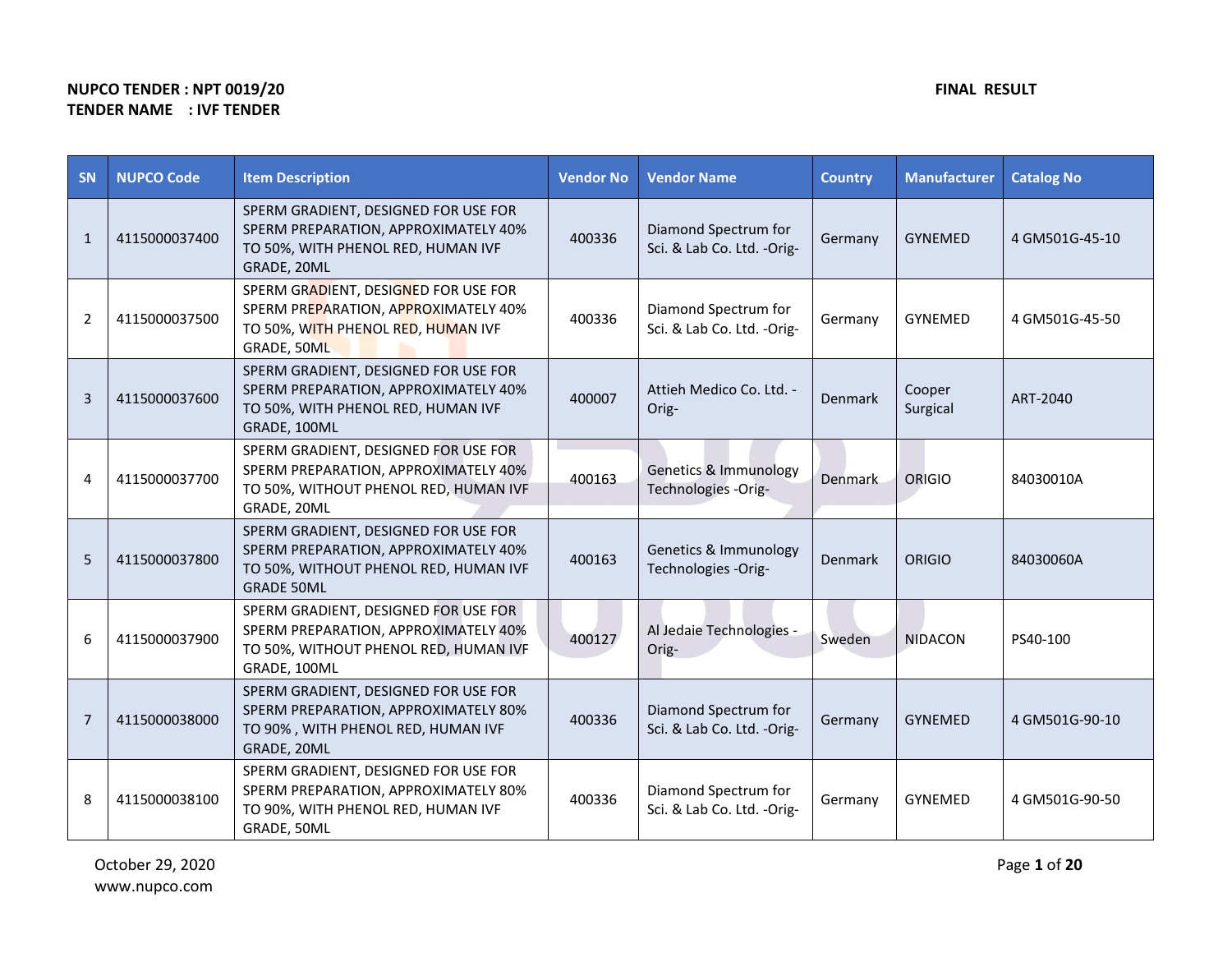**NUPCO TENDER : NPT 0019/20** **FINAL RESULT**

**TENDER NAME : IVF TENDER**

| SN | NUPCO Code | Item Description | Vendor No | Vendor Name | Country | Manufacturer | Catalog No |
|---|---|---|---|---|---|---|---|
| 1 | 4115000037400 | SPERM GRADIENT, DESIGNED FOR USE FOR SPERM PREPARATION, APPROXIMATELY 40% TO 50%, WITH PHENOL RED, HUMAN IVF GRADE, 20ML | 400336 | Diamond Spectrum for Sci. & Lab Co. Ltd. -Orig- | Germany | GYNEMED | 4 GM501G-45-10 |
| 2 | 4115000037500 | SPERM GRADIENT, DESIGNED FOR USE FOR SPERM PREPARATION, APPROXIMATELY 40% TO 50%, WITH PHENOL RED, HUMAN IVF GRADE, 50ML | 400336 | Diamond Spectrum for Sci. & Lab Co. Ltd. -Orig- | Germany | GYNEMED | 4 GM501G-45-50 |
| 3 | 4115000037600 | SPERM GRADIENT, DESIGNED FOR USE FOR SPERM PREPARATION, APPROXIMATELY 40% TO 50%, WITH PHENOL RED, HUMAN IVF GRADE, 100ML | 400007 | Attieh Medico Co. Ltd. -Orig- | Denmark | Cooper Surgical | ART-2040 |
| 4 | 4115000037700 | SPERM GRADIENT, DESIGNED FOR USE FOR SPERM PREPARATION, APPROXIMATELY 40% TO 50%, WITHOUT PHENOL RED, HUMAN IVF GRADE, 20ML | 400163 | Genetics & Immunology Technologies -Orig- | Denmark | ORIGIO | 84030010A |
| 5 | 4115000037800 | SPERM GRADIENT, DESIGNED FOR USE FOR SPERM PREPARATION, APPROXIMATELY 40% TO 50%, WITHOUT PHENOL RED, HUMAN IVF GRADE 50ML | 400163 | Genetics & Immunology Technologies -Orig- | Denmark | ORIGIO | 84030060A |
| 6 | 4115000037900 | SPERM GRADIENT, DESIGNED FOR USE FOR SPERM PREPARATION, APPROXIMATELY 40% TO 50%, WITHOUT PHENOL RED, HUMAN IVF GRADE, 100ML | 400127 | Al Jedaie Technologies -Orig- | Sweden | NIDACON | PS40-100 |
| 7 | 4115000038000 | SPERM GRADIENT, DESIGNED FOR USE FOR SPERM PREPARATION, APPROXIMATELY 80% TO 90% , WITH PHENOL RED, HUMAN IVF GRADE, 20ML | 400336 | Diamond Spectrum for Sci. & Lab Co. Ltd. -Orig- | Germany | GYNEMED | 4 GM501G-90-10 |
| 8 | 4115000038100 | SPERM GRADIENT, DESIGNED FOR USE FOR SPERM PREPARATION, APPROXIMATELY 80% TO 90%, WITH PHENOL RED, HUMAN IVF GRADE, 50ML | 400336 | Diamond Spectrum for Sci. & Lab Co. Ltd. -Orig- | Germany | GYNEMED | 4 GM501G-90-50 |

October 29, 2020
www.nupco.com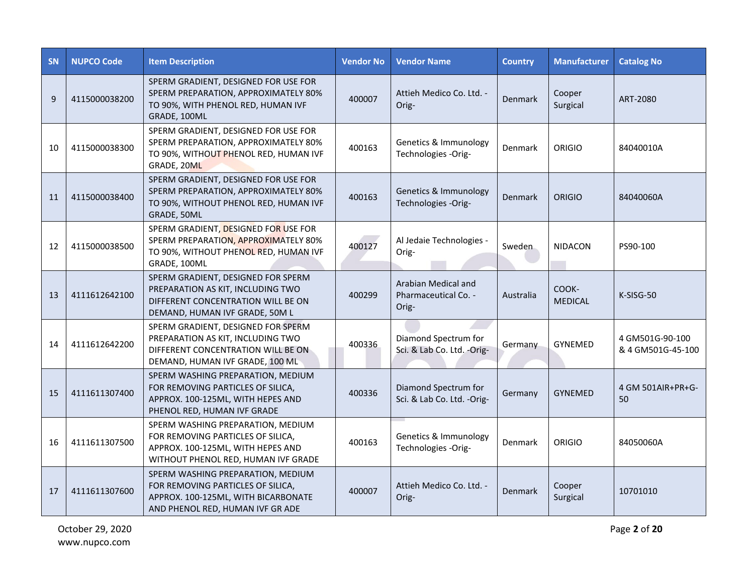| SN | NUPCO Code | Item Description | Vendor No | Vendor Name | Country | Manufacturer | Catalog No |
|---|---|---|---|---|---|---|---|
| 9 | 4115000038200 | SPERM GRADIENT, DESIGNED FOR USE FOR SPERM PREPARATION, APPROXIMATELY 80% TO 90%, WITH PHENOL RED, HUMAN IVF GRADE, 100ML | 400007 | Attieh Medico Co. Ltd. -Orig- | Denmark | Cooper Surgical | ART-2080 |
| 10 | 4115000038300 | SPERM GRADIENT, DESIGNED FOR USE FOR SPERM PREPARATION, APPROXIMATELY 80% TO 90%, WITHOUT PHENOL RED, HUMAN IVF GRADE, 20ML | 400163 | Genetics & Immunology Technologies -Orig- | Denmark | ORIGIO | 84040010A |
| 11 | 4115000038400 | SPERM GRADIENT, DESIGNED FOR USE FOR SPERM PREPARATION, APPROXIMATELY 80% TO 90%, WITHOUT PHENOL RED, HUMAN IVF GRADE, 50ML | 400163 | Genetics & Immunology Technologies -Orig- | Denmark | ORIGIO | 84040060A |
| 12 | 4115000038500 | SPERM GRADIENT, DESIGNED FOR USE FOR SPERM PREPARATION, APPROXIMATELY 80% TO 90%, WITHOUT PHENOL RED, HUMAN IVF GRADE, 100ML | 400127 | Al Jedaie Technologies -Orig- | Sweden | NIDACON | PS90-100 |
| 13 | 4111612642100 | SPERM GRADIENT, DESIGNED FOR SPERM PREPARATION AS KIT, INCLUDING TWO DIFFERENT CONCENTRATION WILL BE ON DEMAND, HUMAN IVF GRADE, 50M L | 400299 | Arabian Medical and Pharmaceutical Co. -Orig- | Australia | COOK-MEDICAL | K-SISG-50 |
| 14 | 4111612642200 | SPERM GRADIENT, DESIGNED FOR SPERM PREPARATION AS KIT, INCLUDING TWO DIFFERENT CONCENTRATION WILL BE ON DEMAND, HUMAN IVF GRADE, 100 ML | 400336 | Diamond Spectrum for Sci. & Lab Co. Ltd. -Orig- | Germany | GYNEMED | 4 GM501G-90-100 & 4 GM501G-45-100 |
| 15 | 4111611307400 | SPERM WASHING PREPARATION, MEDIUM FOR REMOVING PARTICLES OF SILICA, APPROX. 100-125ML, WITH HEPES AND PHENOL RED, HUMAN IVF GRADE | 400336 | Diamond Spectrum for Sci. & Lab Co. Ltd. -Orig- | Germany | GYNEMED | 4 GM 501AIR+PR+G-50 |
| 16 | 4111611307500 | SPERM WASHING PREPARATION, MEDIUM FOR REMOVING PARTICLES OF SILICA, APPROX. 100-125ML, WITH HEPES AND WITHOUT PHENOL RED, HUMAN IVF GRADE | 400163 | Genetics & Immunology Technologies -Orig- | Denmark | ORIGIO | 84050060A |
| 17 | 4111611307600 | SPERM WASHING PREPARATION, MEDIUM FOR REMOVING PARTICLES OF SILICA, APPROX. 100-125ML, WITH BICARBONATE AND PHENOL RED, HUMAN IVF GR ADE | 400007 | Attieh Medico Co. Ltd. -Orig- | Denmark | Cooper Surgical | 10701010 |

October 29, 2020
www.nupco.com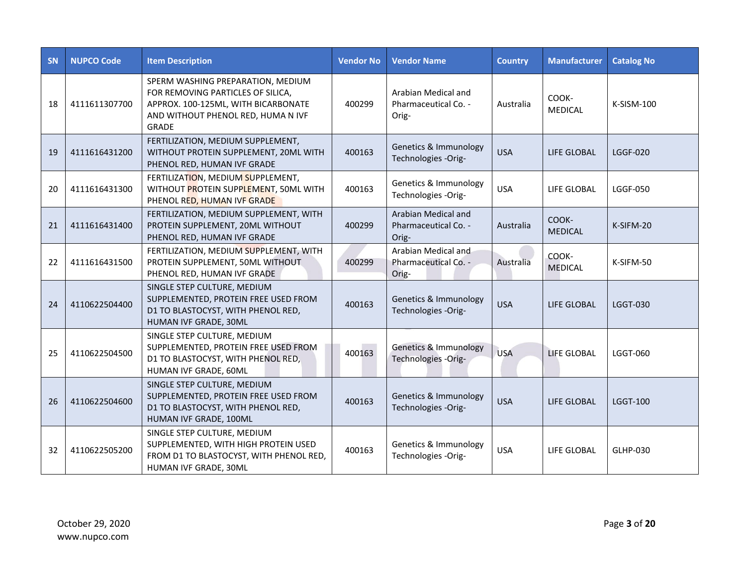| SN | NUPCO Code | Item Description | Vendor No | Vendor Name | Country | Manufacturer | Catalog No |
|---|---|---|---|---|---|---|---|
| 18 | 4111611307700 | SPERM WASHING PREPARATION, MEDIUM FOR REMOVING PARTICLES OF SILICA, APPROX. 100-125ML, WITH BICARBONATE AND WITHOUT PHENOL RED, HUMA N IVF GRADE | 400299 | Arabian Medical and Pharmaceutical Co. -Orig- | Australia | COOK-MEDICAL | K-SISM-100 |
| 19 | 4111616431200 | FERTILIZATION, MEDIUM SUPPLEMENT, WITHOUT PROTEIN SUPPLEMENT, 20ML WITH PHENOL RED, HUMAN IVF GRADE | 400163 | Genetics & Immunology Technologies -Orig- | USA | LIFE GLOBAL | LGGF-020 |
| 20 | 4111616431300 | FERTILIZATION, MEDIUM SUPPLEMENT, WITHOUT PROTEIN SUPPLEMENT, 50ML WITH PHENOL RED, HUMAN IVF GRADE | 400163 | Genetics & Immunology Technologies -Orig- | USA | LIFE GLOBAL | LGGF-050 |
| 21 | 4111616431400 | FERTILIZATION, MEDIUM SUPPLEMENT, WITH PROTEIN SUPPLEMENT, 20ML WITHOUT PHENOL RED, HUMAN IVF GRADE | 400299 | Arabian Medical and Pharmaceutical Co. -Orig- | Australia | COOK-MEDICAL | K-SIFM-20 |
| 22 | 4111616431500 | FERTILIZATION, MEDIUM SUPPLEMENT, WITH PROTEIN SUPPLEMENT, 50ML WITHOUT PHENOL RED, HUMAN IVF GRADE | 400299 | Arabian Medical and Pharmaceutical Co. -Orig- | Australia | COOK-MEDICAL | K-SIFM-50 |
| 24 | 4110622504400 | SINGLE STEP CULTURE, MEDIUM SUPPLEMENTED, PROTEIN FREE USED FROM D1 TO BLASTOCYST, WITH PHENOL RED, HUMAN IVF GRADE, 30ML | 400163 | Genetics & Immunology Technologies -Orig- | USA | LIFE GLOBAL | LGGT-030 |
| 25 | 4110622504500 | SINGLE STEP CULTURE, MEDIUM SUPPLEMENTED, PROTEIN FREE USED FROM D1 TO BLASTOCYST, WITH PHENOL RED, HUMAN IVF GRADE, 60ML | 400163 | Genetics & Immunology Technologies -Orig- | USA | LIFE GLOBAL | LGGT-060 |
| 26 | 4110622504600 | SINGLE STEP CULTURE, MEDIUM SUPPLEMENTED, PROTEIN FREE USED FROM D1 TO BLASTOCYST, WITH PHENOL RED, HUMAN IVF GRADE, 100ML | 400163 | Genetics & Immunology Technologies -Orig- | USA | LIFE GLOBAL | LGGT-100 |
| 32 | 4110622505200 | SINGLE STEP CULTURE, MEDIUM SUPPLEMENTED, WITH HIGH PROTEIN USED FROM D1 TO BLASTOCYST, WITH PHENOL RED, HUMAN IVF GRADE, 30ML | 400163 | Genetics & Immunology Technologies -Orig- | USA | LIFE GLOBAL | GLHP-030 |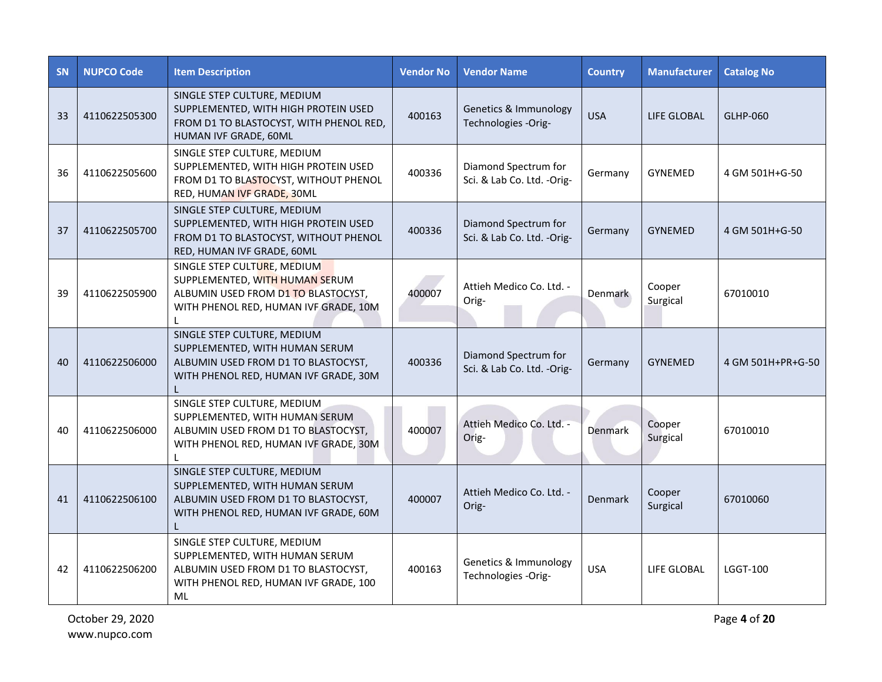| SN | NUPCO Code | Item Description | Vendor No | Vendor Name | Country | Manufacturer | Catalog No |
| --- | --- | --- | --- | --- | --- | --- | --- |
| 33 | 4110622505300 | SINGLE STEP CULTURE, MEDIUM SUPPLEMENTED, WITH HIGH PROTEIN USED FROM D1 TO BLASTOCYST, WITH PHENOL RED, HUMAN IVF GRADE, 60ML | 400163 | Genetics & Immunology Technologies -Orig- | USA | LIFE GLOBAL | GLHP-060 |
| 36 | 4110622505600 | SINGLE STEP CULTURE, MEDIUM SUPPLEMENTED, WITH HIGH PROTEIN USED FROM D1 TO BLASTOCYST, WITHOUT PHENOL RED, HUMAN IVF GRADE, 30ML | 400336 | Diamond Spectrum for Sci. & Lab Co. Ltd. -Orig- | Germany | GYNEMED | 4 GM 501H+G-50 |
| 37 | 4110622505700 | SINGLE STEP CULTURE, MEDIUM SUPPLEMENTED, WITH HIGH PROTEIN USED FROM D1 TO BLASTOCYST, WITHOUT PHENOL RED, HUMAN IVF GRADE, 60ML | 400336 | Diamond Spectrum for Sci. & Lab Co. Ltd. -Orig- | Germany | GYNEMED | 4 GM 501H+G-50 |
| 39 | 4110622505900 | SINGLE STEP CULTURE, MEDIUM SUPPLEMENTED, WITH HUMAN SERUM ALBUMIN USED FROM D1 TO BLASTOCYST, WITH PHENOL RED, HUMAN IVF GRADE, 10M L | 400007 | Attieh Medico Co. Ltd. -Orig- | Denmark | Cooper Surgical | 67010010 |
| 40 | 4110622506000 | SINGLE STEP CULTURE, MEDIUM SUPPLEMENTED, WITH HUMAN SERUM ALBUMIN USED FROM D1 TO BLASTOCYST, WITH PHENOL RED, HUMAN IVF GRADE, 30M L | 400336 | Diamond Spectrum for Sci. & Lab Co. Ltd. -Orig- | Germany | GYNEMED | 4 GM 501H+PR+G-50 |
| 40 | 4110622506000 | SINGLE STEP CULTURE, MEDIUM SUPPLEMENTED, WITH HUMAN SERUM ALBUMIN USED FROM D1 TO BLASTOCYST, WITH PHENOL RED, HUMAN IVF GRADE, 30M L | 400007 | Attieh Medico Co. Ltd. -Orig- | Denmark | Cooper Surgical | 67010010 |
| 41 | 4110622506100 | SINGLE STEP CULTURE, MEDIUM SUPPLEMENTED, WITH HUMAN SERUM ALBUMIN USED FROM D1 TO BLASTOCYST, WITH PHENOL RED, HUMAN IVF GRADE, 60M L | 400007 | Attieh Medico Co. Ltd. -Orig- | Denmark | Cooper Surgical | 67010060 |
| 42 | 4110622506200 | SINGLE STEP CULTURE, MEDIUM SUPPLEMENTED, WITH HUMAN SERUM ALBUMIN USED FROM D1 TO BLASTOCYST, WITH PHENOL RED, HUMAN IVF GRADE, 100 ML | 400163 | Genetics & Immunology Technologies -Orig- | USA | LIFE GLOBAL | LGGT-100 |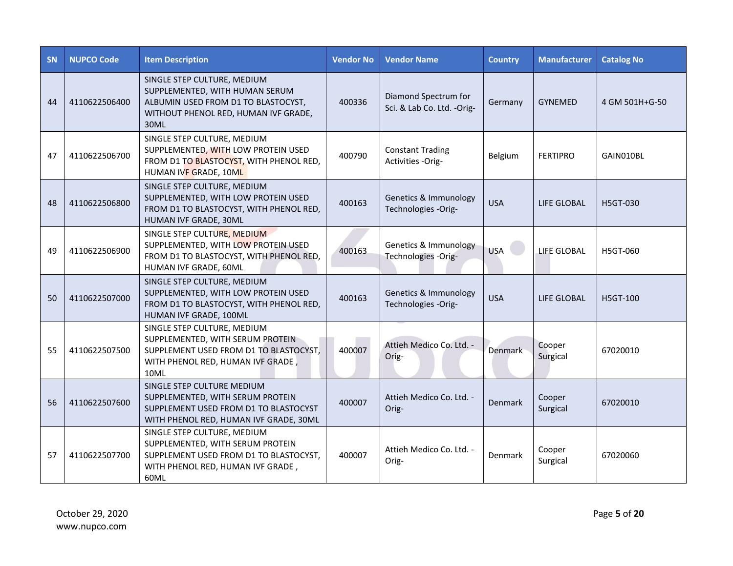| SN | NUPCO Code | Item Description | Vendor No | Vendor Name | Country | Manufacturer | Catalog No |
|---|---|---|---|---|---|---|---|
| 44 | 4110622506400 | SINGLE STEP CULTURE, MEDIUM SUPPLEMENTED, WITH HUMAN SERUM ALBUMIN USED FROM D1 TO BLASTOCYST, WITHOUT PHENOL RED, HUMAN IVF GRADE, 30ML | 400336 | Diamond Spectrum for Sci. & Lab Co. Ltd. -Orig- | Germany | GYNEMED | 4 GM 501H+G-50 |
| 47 | 4110622506700 | SINGLE STEP CULTURE, MEDIUM SUPPLEMENTED, WITH LOW PROTEIN USED FROM D1 TO BLASTOCYST, WITH PHENOL RED, HUMAN IVF GRADE, 10ML | 400790 | Constant Trading Activities -Orig- | Belgium | FERTIPRO | GAIN010BL |
| 48 | 4110622506800 | SINGLE STEP CULTURE, MEDIUM SUPPLEMENTED, WITH LOW PROTEIN USED FROM D1 TO BLASTOCYST, WITH PHENOL RED, HUMAN IVF GRADE, 30ML | 400163 | Genetics & Immunology Technologies -Orig- | USA | LIFE GLOBAL | H5GT-030 |
| 49 | 4110622506900 | SINGLE STEP CULTURE, MEDIUM SUPPLEMENTED, WITH LOW PROTEIN USED FROM D1 TO BLASTOCYST, WITH PHENOL RED, HUMAN IVF GRADE, 60ML | 400163 | Genetics & Immunology Technologies -Orig- | USA | LIFE GLOBAL | H5GT-060 |
| 50 | 4110622507000 | SINGLE STEP CULTURE, MEDIUM SUPPLEMENTED, WITH LOW PROTEIN USED FROM D1 TO BLASTOCYST, WITH PHENOL RED, HUMAN IVF GRADE, 100ML | 400163 | Genetics & Immunology Technologies -Orig- | USA | LIFE GLOBAL | H5GT-100 |
| 55 | 4110622507500 | SINGLE STEP CULTURE, MEDIUM SUPPLEMENTED, WITH SERUM PROTEIN SUPPLEMENT USED FROM D1 TO BLASTOCYST, WITH PHENOL RED, HUMAN IVF GRADE , 10ML | 400007 | Attieh Medico Co. Ltd. -Orig- | Denmark | Cooper Surgical | 67020010 |
| 56 | 4110622507600 | SINGLE STEP CULTURE MEDIUM SUPPLEMENTED, WITH SERUM PROTEIN SUPPLEMENT USED FROM D1 TO BLASTOCYST WITH PHENOL RED, HUMAN IVF GRADE, 30ML | 400007 | Attieh Medico Co. Ltd. -Orig- | Denmark | Cooper Surgical | 67020010 |
| 57 | 4110622507700 | SINGLE STEP CULTURE, MEDIUM SUPPLEMENTED, WITH SERUM PROTEIN SUPPLEMENT USED FROM D1 TO BLASTOCYST, WITH PHENOL RED, HUMAN IVF GRADE , 60ML | 400007 | Attieh Medico Co. Ltd. -Orig- | Denmark | Cooper Surgical | 67020060 |

October 29, 2020
www.nupco.com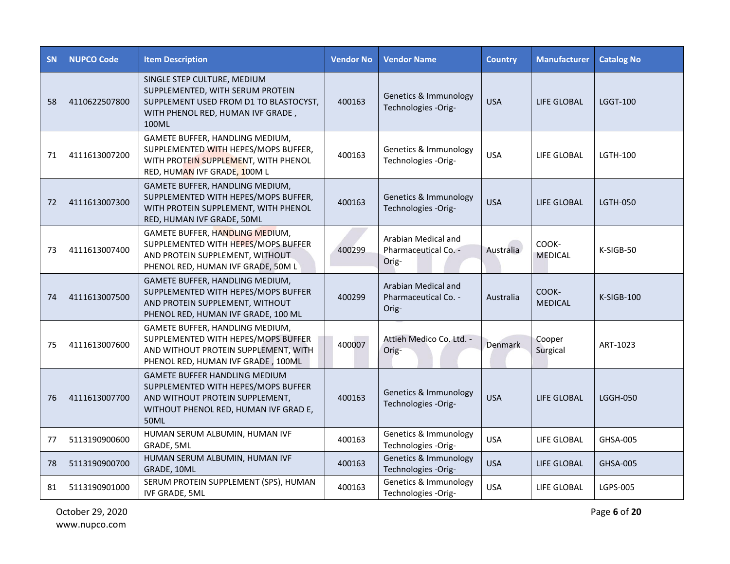| SN | NUPCO Code | Item Description | Vendor No | Vendor Name | Country | Manufacturer | Catalog No |
|---|---|---|---|---|---|---|---|
| 58 | 4110622507800 | SINGLE STEP CULTURE, MEDIUM SUPPLEMENTED, WITH SERUM PROTEIN SUPPLEMENT USED FROM D1 TO BLASTOCYST, WITH PHENOL RED, HUMAN IVF GRADE , 100ML | 400163 | Genetics & Immunology Technologies -Orig- | USA | LIFE GLOBAL | LGGT-100 |
| 71 | 4111613007200 | GAMETE BUFFER, HANDLING MEDIUM, SUPPLEMENTED WITH HEPES/MOPS BUFFER, WITH PROTEIN SUPPLEMENT, WITH PHENOL RED, HUMAN IVF GRADE, 100M L | 400163 | Genetics & Immunology Technologies -Orig- | USA | LIFE GLOBAL | LGTH-100 |
| 72 | 4111613007300 | GAMETE BUFFER, HANDLING MEDIUM, SUPPLEMENTED WITH HEPES/MOPS BUFFER, WITH PROTEIN SUPPLEMENT, WITH PHENOL RED, HUMAN IVF GRADE, 50ML | 400163 | Genetics & Immunology Technologies -Orig- | USA | LIFE GLOBAL | LGTH-050 |
| 73 | 4111613007400 | GAMETE BUFFER, HANDLING MEDIUM, SUPPLEMENTED WITH HEPES/MOPS BUFFER AND PROTEIN SUPPLEMENT, WITHOUT PHENOL RED, HUMAN IVF GRADE, 50M L | 400299 | Arabian Medical and Pharmaceutical Co. -Orig- | Australia | COOK-MEDICAL | K-SIGB-50 |
| 74 | 4111613007500 | GAMETE BUFFER, HANDLING MEDIUM, SUPPLEMENTED WITH HEPES/MOPS BUFFER AND PROTEIN SUPPLEMENT, WITHOUT PHENOL RED, HUMAN IVF GRADE, 100 ML | 400299 | Arabian Medical and Pharmaceutical Co. -Orig- | Australia | COOK-MEDICAL | K-SIGB-100 |
| 75 | 4111613007600 | GAMETE BUFFER, HANDLING MEDIUM, SUPPLEMENTED WITH HEPES/MOPS BUFFER AND WITHOUT PROTEIN SUPPLEMENT, WITH PHENOL RED, HUMAN IVF GRADE , 100ML | 400007 | Attieh Medico Co. Ltd. -Orig- | Denmark | Cooper Surgical | ART-1023 |
| 76 | 4111613007700 | GAMETE BUFFER HANDLING MEDIUM SUPPLEMENTED WITH HEPES/MOPS BUFFER AND WITHOUT PROTEIN SUPPLEMENT, WITHOUT PHENOL RED, HUMAN IVF GRAD E, 50ML | 400163 | Genetics & Immunology Technologies -Orig- | USA | LIFE GLOBAL | LGGH-050 |
| 77 | 5113190900600 | HUMAN SERUM ALBUMIN, HUMAN IVF GRADE, 5ML | 400163 | Genetics & Immunology Technologies -Orig- | USA | LIFE GLOBAL | GHSA-005 |
| 78 | 5113190900700 | HUMAN SERUM ALBUMIN, HUMAN IVF GRADE, 10ML | 400163 | Genetics & Immunology Technologies -Orig- | USA | LIFE GLOBAL | GHSA-005 |
| 81 | 5113190901000 | SERUM PROTEIN SUPPLEMENT (SPS), HUMAN IVF GRADE, 5ML | 400163 | Genetics & Immunology Technologies -Orig- | USA | LIFE GLOBAL | LGPS-005 |

October 29, 2020
www.nupco.com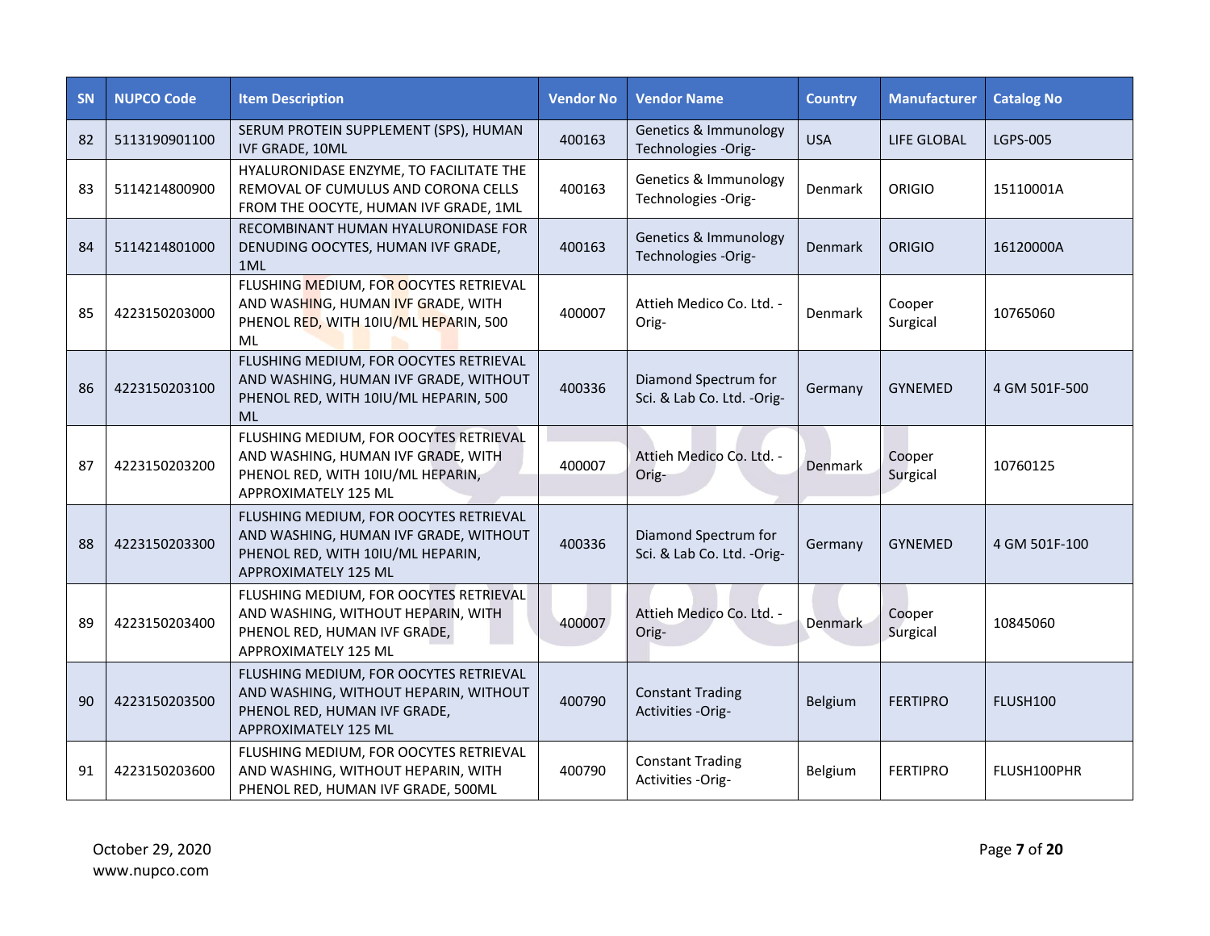| SN | NUPCO Code | Item Description | Vendor No | Vendor Name | Country | Manufacturer | Catalog No |
|---|---|---|---|---|---|---|---|
| 82 | 5113190901100 | SERUM PROTEIN SUPPLEMENT (SPS), HUMAN IVF GRADE, 10ML | 400163 | Genetics & Immunology Technologies -Orig- | USA | LIFE GLOBAL | LGPS-005 |
| 83 | 5114214800900 | HYALURONIDASE ENZYME, TO FACILITATE THE REMOVAL OF CUMULUS AND CORONA CELLS FROM THE OOCYTE, HUMAN IVF GRADE, 1ML | 400163 | Genetics & Immunology Technologies -Orig- | Denmark | ORIGIO | 15110001A |
| 84 | 5114214801000 | RECOMBINANT HUMAN HYALURONIDASE FOR DENUDING OOCYTES, HUMAN IVF GRADE, 1ML | 400163 | Genetics & Immunology Technologies -Orig- | Denmark | ORIGIO | 16120000A |
| 85 | 4223150203000 | FLUSHING MEDIUM, FOR OOCYTES RETRIEVAL AND WASHING, HUMAN IVF GRADE, WITH PHENOL RED, WITH 10IU/ML HEPARIN, 500 ML | 400007 | Attieh Medico Co. Ltd. -Orig- | Denmark | Cooper Surgical | 10765060 |
| 86 | 4223150203100 | FLUSHING MEDIUM, FOR OOCYTES RETRIEVAL AND WASHING, HUMAN IVF GRADE, WITHOUT PHENOL RED, WITH 10IU/ML HEPARIN, 500 ML | 400336 | Diamond Spectrum for Sci. & Lab Co. Ltd. -Orig- | Germany | GYNEMED | 4 GM 501F-500 |
| 87 | 4223150203200 | FLUSHING MEDIUM, FOR OOCYTES RETRIEVAL AND WASHING, HUMAN IVF GRADE, WITH PHENOL RED, WITH 10IU/ML HEPARIN, APPROXIMATELY 125 ML | 400007 | Attieh Medico Co. Ltd. -Orig- | Denmark | Cooper Surgical | 10760125 |
| 88 | 4223150203300 | FLUSHING MEDIUM, FOR OOCYTES RETRIEVAL AND WASHING, HUMAN IVF GRADE, WITHOUT PHENOL RED, WITH 10IU/ML HEPARIN, APPROXIMATELY 125 ML | 400336 | Diamond Spectrum for Sci. & Lab Co. Ltd. -Orig- | Germany | GYNEMED | 4 GM 501F-100 |
| 89 | 4223150203400 | FLUSHING MEDIUM, FOR OOCYTES RETRIEVAL AND WASHING, WITHOUT HEPARIN, WITH PHENOL RED, HUMAN IVF GRADE, APPROXIMATELY 125 ML | 400007 | Attieh Medico Co. Ltd. -Orig- | Denmark | Cooper Surgical | 10845060 |
| 90 | 4223150203500 | FLUSHING MEDIUM, FOR OOCYTES RETRIEVAL AND WASHING, WITHOUT HEPARIN, WITHOUT PHENOL RED, HUMAN IVF GRADE, APPROXIMATELY 125 ML | 400790 | Constant Trading Activities -Orig- | Belgium | FERTIPRO | FLUSH100 |
| 91 | 4223150203600 | FLUSHING MEDIUM, FOR OOCYTES RETRIEVAL AND WASHING, WITHOUT HEPARIN, WITH PHENOL RED, HUMAN IVF GRADE, 500ML | 400790 | Constant Trading Activities -Orig- | Belgium | FERTIPRO | FLUSH100PHR |

October 29, 2020
www.nupco.com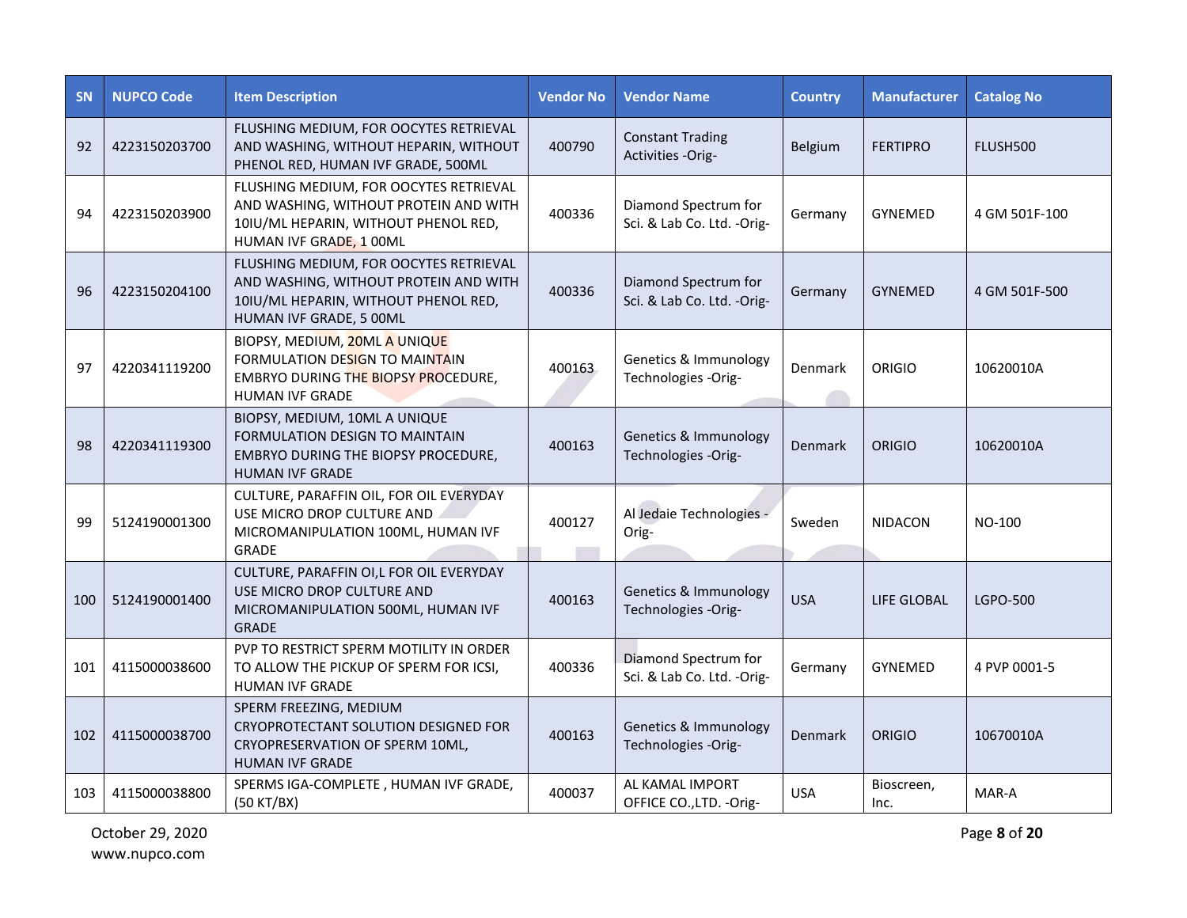| SN | NUPCO Code | Item Description | Vendor No | Vendor Name | Country | Manufacturer | Catalog No |
|---|---|---|---|---|---|---|---|
| 92 | 4223150203700 | FLUSHING MEDIUM, FOR OOCYTES RETRIEVAL AND WASHING, WITHOUT HEPARIN, WITHOUT PHENOL RED, HUMAN IVF GRADE, 500ML | 400790 | Constant Trading Activities -Orig- | Belgium | FERTIPRO | FLUSH500 |
| 94 | 4223150203900 | FLUSHING MEDIUM, FOR OOCYTES RETRIEVAL AND WASHING, WITHOUT PROTEIN AND WITH 10IU/ML HEPARIN, WITHOUT PHENOL RED, HUMAN IVF GRADE, 1 00ML | 400336 | Diamond Spectrum for Sci. & Lab Co. Ltd. -Orig- | Germany | GYNEMED | 4 GM 501F-100 |
| 96 | 4223150204100 | FLUSHING MEDIUM, FOR OOCYTES RETRIEVAL AND WASHING, WITHOUT PROTEIN AND WITH 10IU/ML HEPARIN, WITHOUT PHENOL RED, HUMAN IVF GRADE, 5 00ML | 400336 | Diamond Spectrum for Sci. & Lab Co. Ltd. -Orig- | Germany | GYNEMED | 4 GM 501F-500 |
| 97 | 4220341119200 | BIOPSY, MEDIUM, 20ML A UNIQUE FORMULATION DESIGN TO MAINTAIN EMBRYO DURING THE BIOPSY PROCEDURE, HUMAN IVF GRADE | 400163 | Genetics & Immunology Technologies -Orig- | Denmark | ORIGIO | 10620010A |
| 98 | 4220341119300 | BIOPSY, MEDIUM, 10ML A UNIQUE FORMULATION DESIGN TO MAINTAIN EMBRYO DURING THE BIOPSY PROCEDURE, HUMAN IVF GRADE | 400163 | Genetics & Immunology Technologies -Orig- | Denmark | ORIGIO | 10620010A |
| 99 | 5124190001300 | CULTURE, PARAFFIN OIL, FOR OIL EVERYDAY USE MICRO DROP CULTURE AND MICROMANIPULATION 100ML, HUMAN IVF GRADE | 400127 | Al Jedaie Technologies -Orig- | Sweden | NIDACON | NO-100 |
| 100 | 5124190001400 | CULTURE, PARAFFIN OI,L FOR OIL EVERYDAY USE MICRO DROP CULTURE AND MICROMANIPULATION 500ML, HUMAN IVF GRADE | 400163 | Genetics & Immunology Technologies -Orig- | USA | LIFE GLOBAL | LGPO-500 |
| 101 | 4115000038600 | PVP TO RESTRICT SPERM MOTILITY IN ORDER TO ALLOW THE PICKUP OF SPERM FOR ICSI, HUMAN IVF GRADE | 400336 | Diamond Spectrum for Sci. & Lab Co. Ltd. -Orig- | Germany | GYNEMED | 4 PVP 0001-5 |
| 102 | 4115000038700 | SPERM FREEZING, MEDIUM CRYOPROTECTANT SOLUTION DESIGNED FOR CRYOPRESERVATION OF SPERM 10ML, HUMAN IVF GRADE | 400163 | Genetics & Immunology Technologies -Orig- | Denmark | ORIGIO | 10670010A |
| 103 | 4115000038800 | SPERMS IGA-COMPLETE , HUMAN IVF GRADE, (50 KT/BX) | 400037 | AL KAMAL IMPORT OFFICE CO.,LTD. -Orig- | USA | Bioscreen, Inc. | MAR-A |

October 29, 2020
www.nupco.com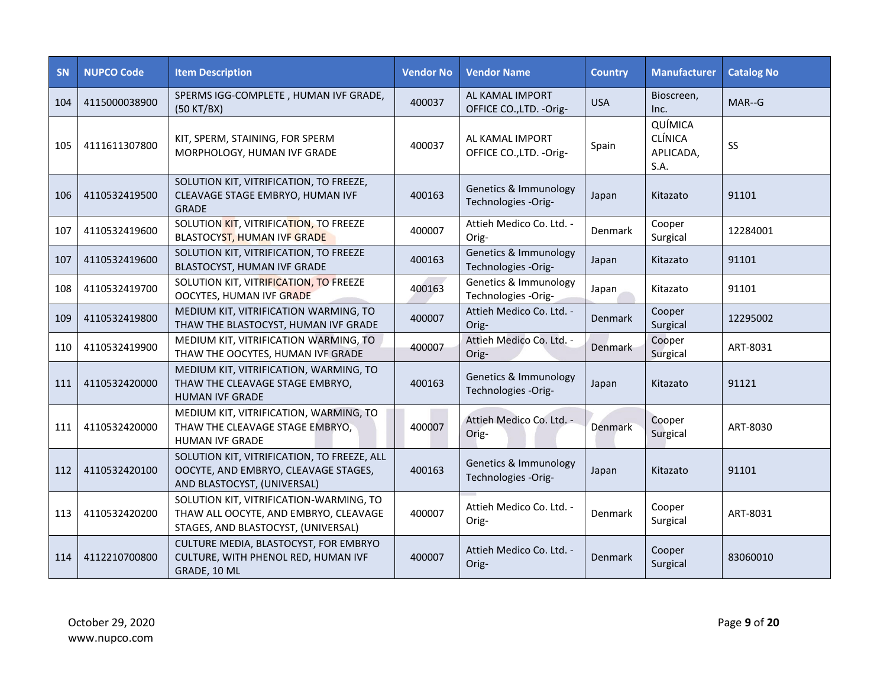| SN | NUPCO Code | Item Description | Vendor No | Vendor Name | Country | Manufacturer | Catalog No |
|---|---|---|---|---|---|---|---|
| 104 | 4115000038900 | SPERMS IGG-COMPLETE , HUMAN IVF GRADE, (50 KT/BX) | 400037 | AL KAMAL IMPORT OFFICE CO.,LTD. -Orig- | USA | Bioscreen, Inc. | MAR--G |
| 105 | 4111611307800 | KIT, SPERM, STAINING, FOR SPERM MORPHOLOGY, HUMAN IVF GRADE | 400037 | AL KAMAL IMPORT OFFICE CO.,LTD. -Orig- | Spain | QUÍMICA CLÍNICA APLICADA, S.A. | SS |
| 106 | 4110532419500 | SOLUTION KIT, VITRIFICATION, TO FREEZE, CLEAVAGE STAGE EMBRYO, HUMAN IVF GRADE | 400163 | Genetics & Immunology Technologies -Orig- | Japan | Kitazato | 91101 |
| 107 | 4110532419600 | SOLUTION KIT, VITRIFICATION, TO FREEZE BLASTOCYST, HUMAN IVF GRADE | 400007 | Attieh Medico Co. Ltd. -Orig- | Denmark | Cooper Surgical | 12284001 |
| 107 | 4110532419600 | SOLUTION KIT, VITRIFICATION, TO FREEZE BLASTOCYST, HUMAN IVF GRADE | 400163 | Genetics & Immunology Technologies -Orig- | Japan | Kitazato | 91101 |
| 108 | 4110532419700 | SOLUTION KIT, VITRIFICATION, TO FREEZE OOCYTES, HUMAN IVF GRADE | 400163 | Genetics & Immunology Technologies -Orig- | Japan | Kitazato | 91101 |
| 109 | 4110532419800 | MEDIUM KIT, VITRIFICATION WARMING, TO THAW THE BLASTOCYST, HUMAN IVF GRADE | 400007 | Attieh Medico Co. Ltd. -Orig- | Denmark | Cooper Surgical | 12295002 |
| 110 | 4110532419900 | MEDIUM KIT, VITRIFICATION WARMING, TO THAW THE OOCYTES, HUMAN IVF GRADE | 400007 | Attieh Medico Co. Ltd. -Orig- | Denmark | Cooper Surgical | ART-8031 |
| 111 | 4110532420000 | MEDIUM KIT, VITRIFICATION, WARMING, TO THAW THE CLEAVAGE STAGE EMBRYO, HUMAN IVF GRADE | 400163 | Genetics & Immunology Technologies -Orig- | Japan | Kitazato | 91121 |
| 111 | 4110532420000 | MEDIUM KIT, VITRIFICATION, WARMING, TO THAW THE CLEAVAGE STAGE EMBRYO, HUMAN IVF GRADE | 400007 | Attieh Medico Co. Ltd. -Orig- | Denmark | Cooper Surgical | ART-8030 |
| 112 | 4110532420100 | SOLUTION KIT, VITRIFICATION, TO FREEZE, ALL OOCYTE, AND EMBRYO, CLEAVAGE STAGES, AND BLASTOCYST, (UNIVERSAL) | 400163 | Genetics & Immunology Technologies -Orig- | Japan | Kitazato | 91101 |
| 113 | 4110532420200 | SOLUTION KIT, VITRIFICATION-WARMING, TO THAW ALL OOCYTE, AND EMBRYO, CLEAVAGE STAGES, AND BLASTOCYST, (UNIVERSAL) | 400007 | Attieh Medico Co. Ltd. -Orig- | Denmark | Cooper Surgical | ART-8031 |
| 114 | 4112210700800 | CULTURE MEDIA, BLASTOCYST, FOR EMBRYO CULTURE, WITH PHENOL RED, HUMAN IVF GRADE, 10 ML | 400007 | Attieh Medico Co. Ltd. -Orig- | Denmark | Cooper Surgical | 83060010 |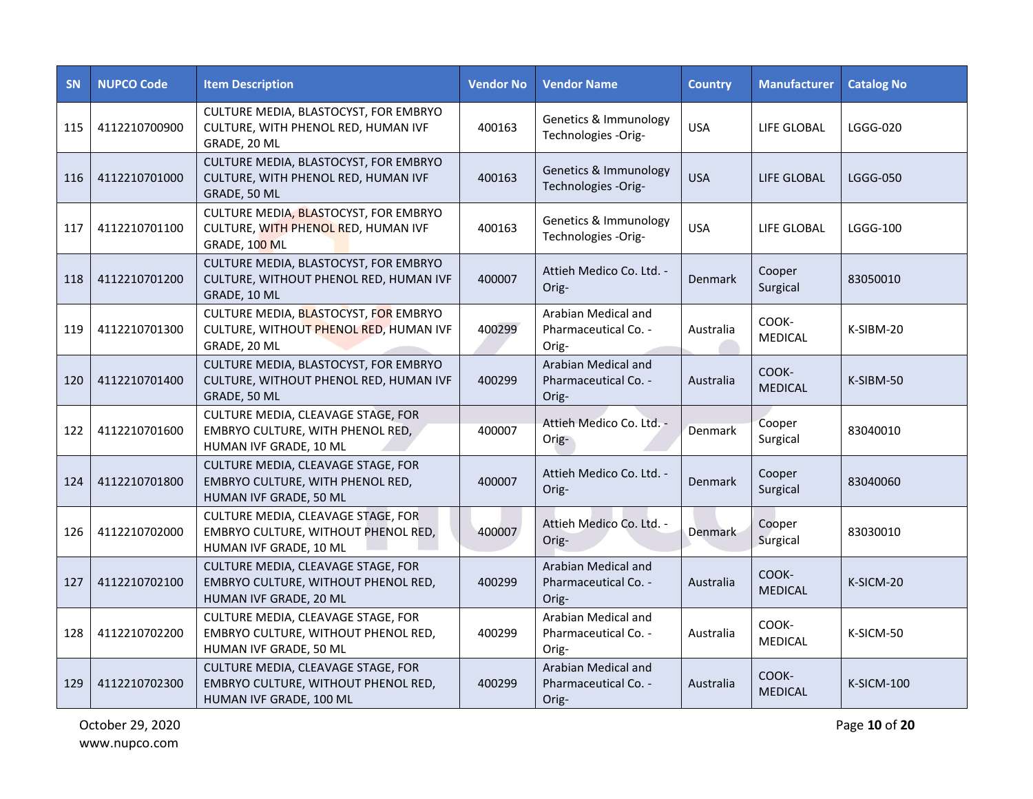| SN | NUPCO Code | Item Description | Vendor No | Vendor Name | Country | Manufacturer | Catalog No |
|---|---|---|---|---|---|---|---|
| 115 | 4112210700900 | CULTURE MEDIA, BLASTOCYST, FOR EMBRYO CULTURE, WITH PHENOL RED, HUMAN IVF GRADE, 20 ML | 400163 | Genetics & Immunology Technologies -Orig- | USA | LIFE GLOBAL | LGGG-020 |
| 116 | 4112210701000 | CULTURE MEDIA, BLASTOCYST, FOR EMBRYO CULTURE, WITH PHENOL RED, HUMAN IVF GRADE, 50 ML | 400163 | Genetics & Immunology Technologies -Orig- | USA | LIFE GLOBAL | LGGG-050 |
| 117 | 4112210701100 | CULTURE MEDIA, BLASTOCYST, FOR EMBRYO CULTURE, WITH PHENOL RED, HUMAN IVF GRADE, 100 ML | 400163 | Genetics & Immunology Technologies -Orig- | USA | LIFE GLOBAL | LGGG-100 |
| 118 | 4112210701200 | CULTURE MEDIA, BLASTOCYST, FOR EMBRYO CULTURE, WITHOUT PHENOL RED, HUMAN IVF GRADE, 10 ML | 400007 | Attieh Medico Co. Ltd. -Orig- | Denmark | Cooper Surgical | 83050010 |
| 119 | 4112210701300 | CULTURE MEDIA, BLASTOCYST, FOR EMBRYO CULTURE, WITHOUT PHENOL RED, HUMAN IVF GRADE, 20 ML | 400299 | Arabian Medical and Pharmaceutical Co. -Orig- | Australia | COOK-MEDICAL | K-SIBM-20 |
| 120 | 4112210701400 | CULTURE MEDIA, BLASTOCYST, FOR EMBRYO CULTURE, WITHOUT PHENOL RED, HUMAN IVF GRADE, 50 ML | 400299 | Arabian Medical and Pharmaceutical Co. -Orig- | Australia | COOK-MEDICAL | K-SIBM-50 |
| 122 | 4112210701600 | CULTURE MEDIA, CLEAVAGE STAGE, FOR EMBRYO CULTURE, WITH PHENOL RED, HUMAN IVF GRADE, 10 ML | 400007 | Attieh Medico Co. Ltd. -Orig- | Denmark | Cooper Surgical | 83040010 |
| 124 | 4112210701800 | CULTURE MEDIA, CLEAVAGE STAGE, FOR EMBRYO CULTURE, WITH PHENOL RED, HUMAN IVF GRADE, 50 ML | 400007 | Attieh Medico Co. Ltd. -Orig- | Denmark | Cooper Surgical | 83040060 |
| 126 | 4112210702000 | CULTURE MEDIA, CLEAVAGE STAGE, FOR EMBRYO CULTURE, WITHOUT PHENOL RED, HUMAN IVF GRADE, 10 ML | 400007 | Attieh Medico Co. Ltd. -Orig- | Denmark | Cooper Surgical | 83030010 |
| 127 | 4112210702100 | CULTURE MEDIA, CLEAVAGE STAGE, FOR EMBRYO CULTURE, WITHOUT PHENOL RED, HUMAN IVF GRADE, 20 ML | 400299 | Arabian Medical and Pharmaceutical Co. -Orig- | Australia | COOK-MEDICAL | K-SICM-20 |
| 128 | 4112210702200 | CULTURE MEDIA, CLEAVAGE STAGE, FOR EMBRYO CULTURE, WITHOUT PHENOL RED, HUMAN IVF GRADE, 50 ML | 400299 | Arabian Medical and Pharmaceutical Co. -Orig- | Australia | COOK-MEDICAL | K-SICM-50 |
| 129 | 4112210702300 | CULTURE MEDIA, CLEAVAGE STAGE, FOR EMBRYO CULTURE, WITHOUT PHENOL RED, HUMAN IVF GRADE, 100 ML | 400299 | Arabian Medical and Pharmaceutical Co. -Orig- | Australia | COOK-MEDICAL | K-SICM-100 |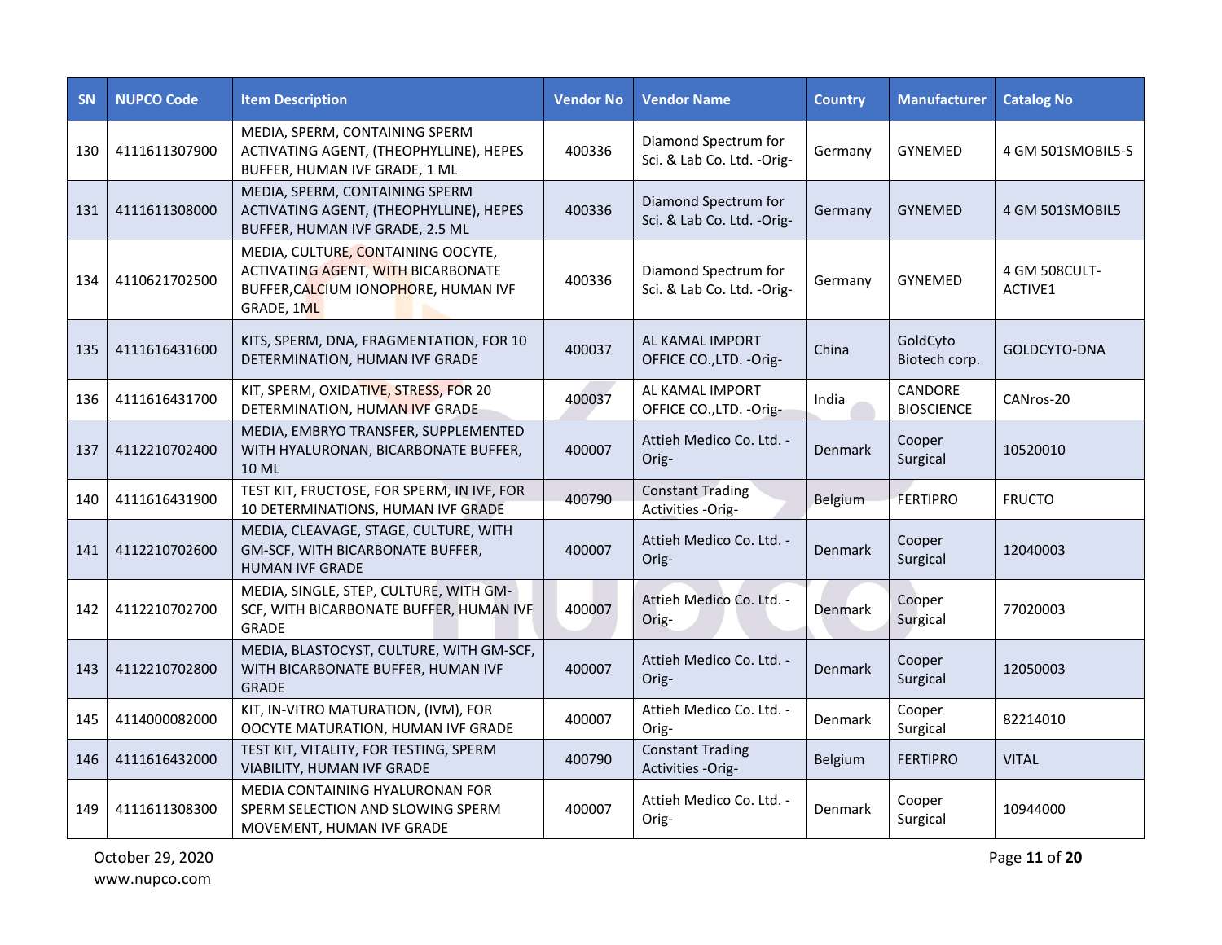| SN | NUPCO Code | Item Description | Vendor No | Vendor Name | Country | Manufacturer | Catalog No |
|---|---|---|---|---|---|---|---|
| 130 | 4111611307900 | MEDIA, SPERM, CONTAINING SPERM ACTIVATING AGENT, (THEOPHYLLINE), HEPES BUFFER, HUMAN IVF GRADE, 1 ML | 400336 | Diamond Spectrum for Sci. & Lab Co. Ltd. -Orig- | Germany | GYNEMED | 4 GM 501SMOBIL5-S |
| 131 | 4111611308000 | MEDIA, SPERM, CONTAINING SPERM ACTIVATING AGENT, (THEOPHYLLINE), HEPES BUFFER, HUMAN IVF GRADE, 2.5 ML | 400336 | Diamond Spectrum for Sci. & Lab Co. Ltd. -Orig- | Germany | GYNEMED | 4 GM 501SMOBIL5 |
| 134 | 4110621702500 | MEDIA, CULTURE, CONTAINING OOCYTE, ACTIVATING AGENT, WITH BICARBONATE BUFFER,CALCIUM IONOPHORE, HUMAN IVF GRADE, 1ML | 400336 | Diamond Spectrum for Sci. & Lab Co. Ltd. -Orig- | Germany | GYNEMED | 4 GM 508CULT-ACTIVE1 |
| 135 | 4111616431600 | KITS, SPERM, DNA, FRAGMENTATION, FOR 10 DETERMINATION, HUMAN IVF GRADE | 400037 | AL KAMAL IMPORT OFFICE CO.,LTD. -Orig- | China | GoldCyto Biotech corp. | GOLDCYTO-DNA |
| 136 | 4111616431700 | KIT, SPERM, OXIDATIVE, STRESS, FOR 20 DETERMINATION, HUMAN IVF GRADE | 400037 | AL KAMAL IMPORT OFFICE CO.,LTD. -Orig- | India | CANDORE BIOSCIENCE | CANros-20 |
| 137 | 4112210702400 | MEDIA, EMBRYO TRANSFER, SUPPLEMENTED WITH HYALURONAN, BICARBONATE BUFFER, 10 ML | 400007 | Attieh Medico Co. Ltd. -Orig- | Denmark | Cooper Surgical | 10520010 |
| 140 | 4111616431900 | TEST KIT, FRUCTOSE, FOR SPERM, IN IVF, FOR 10 DETERMINATIONS, HUMAN IVF GRADE | 400790 | Constant Trading Activities -Orig- | Belgium | FERTIPRO | FRUCTO |
| 141 | 4112210702600 | MEDIA, CLEAVAGE, STAGE, CULTURE, WITH GM-SCF, WITH BICARBONATE BUFFER, HUMAN IVF GRADE | 400007 | Attieh Medico Co. Ltd. -Orig- | Denmark | Cooper Surgical | 12040003 |
| 142 | 4112210702700 | MEDIA, SINGLE, STEP, CULTURE, WITH GM-SCF, WITH BICARBONATE BUFFER, HUMAN IVF GRADE | 400007 | Attieh Medico Co. Ltd. -Orig- | Denmark | Cooper Surgical | 77020003 |
| 143 | 4112210702800 | MEDIA, BLASTOCYST, CULTURE, WITH GM-SCF, WITH BICARBONATE BUFFER, HUMAN IVF GRADE | 400007 | Attieh Medico Co. Ltd. -Orig- | Denmark | Cooper Surgical | 12050003 |
| 145 | 4114000082000 | KIT, IN-VITRO MATURATION, (IVM), FOR OOCYTE MATURATION, HUMAN IVF GRADE | 400007 | Attieh Medico Co. Ltd. -Orig- | Denmark | Cooper Surgical | 82214010 |
| 146 | 4111616432000 | TEST KIT, VITALITY, FOR TESTING, SPERM VIABILITY, HUMAN IVF GRADE | 400790 | Constant Trading Activities -Orig- | Belgium | FERTIPRO | VITAL |
| 149 | 4111611308300 | MEDIA CONTAINING HYALURONAN FOR SPERM SELECTION AND SLOWING SPERM MOVEMENT, HUMAN IVF GRADE | 400007 | Attieh Medico Co. Ltd. -Orig- | Denmark | Cooper Surgical | 10944000 |

October 29, 2020
www.nupco.com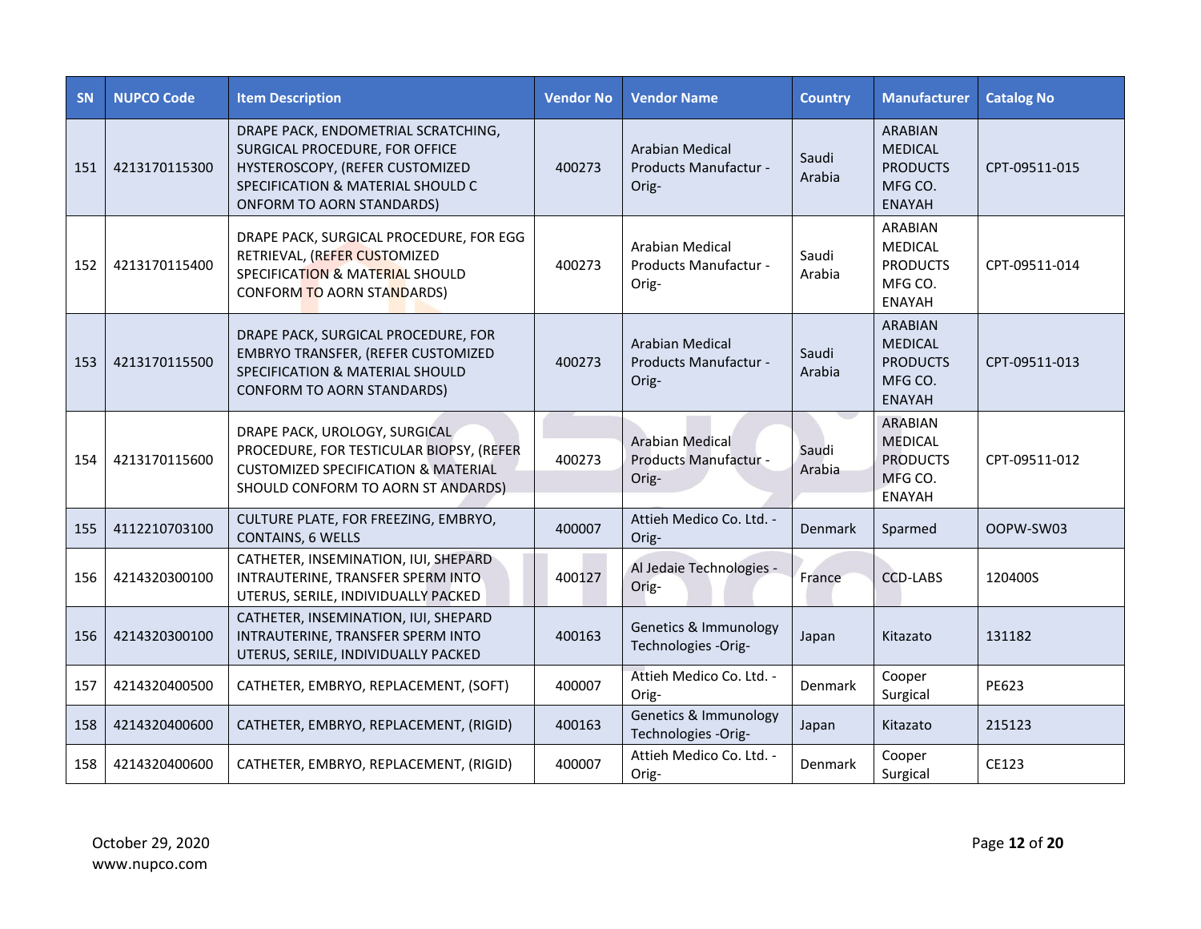| SN | NUPCO Code | Item Description | Vendor No | Vendor Name | Country | Manufacturer | Catalog No |
|---|---|---|---|---|---|---|---|
| 151 | 4213170115300 | DRAPE PACK, ENDOMETRIAL SCRATCHING, SURGICAL PROCEDURE, FOR OFFICE HYSTEROSCOPY, (REFER CUSTOMIZED SPECIFICATION & MATERIAL SHOULD C ONFORM TO AORN STANDARDS) | 400273 | Arabian Medical Products Manufactur - Orig- | Saudi Arabia | ARABIAN MEDICAL PRODUCTS MFG CO. ENAYAH | CPT-09511-015 |
| 152 | 4213170115400 | DRAPE PACK, SURGICAL PROCEDURE, FOR EGG RETRIEVAL, (REFER CUSTOMIZED SPECIFICATION & MATERIAL SHOULD CONFORM TO AORN STANDARDS) | 400273 | Arabian Medical Products Manufactur - Orig- | Saudi Arabia | ARABIAN MEDICAL PRODUCTS MFG CO. ENAYAH | CPT-09511-014 |
| 153 | 4213170115500 | DRAPE PACK, SURGICAL PROCEDURE, FOR EMBRYO TRANSFER, (REFER CUSTOMIZED SPECIFICATION & MATERIAL SHOULD CONFORM TO AORN STANDARDS) | 400273 | Arabian Medical Products Manufactur - Orig- | Saudi Arabia | ARABIAN MEDICAL PRODUCTS MFG CO. ENAYAH | CPT-09511-013 |
| 154 | 4213170115600 | DRAPE PACK, UROLOGY, SURGICAL PROCEDURE, FOR TESTICULAR BIOPSY, (REFER CUSTOMIZED SPECIFICATION & MATERIAL SHOULD CONFORM TO AORN ST ANDARDS) | 400273 | Arabian Medical Products Manufactur - Orig- | Saudi Arabia | ARABIAN MEDICAL PRODUCTS MFG CO. ENAYAH | CPT-09511-012 |
| 155 | 4112210703100 | CULTURE PLATE, FOR FREEZING, EMBRYO, CONTAINS, 6 WELLS | 400007 | Attieh Medico Co. Ltd. - Orig- | Denmark | Sparmed | OOPW-SW03 |
| 156 | 4214320300100 | CATHETER, INSEMINATION, IUI, SHEPARD INTRAUTERINE, TRANSFER SPERM INTO UTERUS, SERILE, INDIVIDUALLY PACKED | 400127 | Al Jedaie Technologies - Orig- | France | CCD-LABS | 120400S |
| 156 | 4214320300100 | CATHETER, INSEMINATION, IUI, SHEPARD INTRAUTERINE, TRANSFER SPERM INTO UTERUS, SERILE, INDIVIDUALLY PACKED | 400163 | Genetics & Immunology Technologies -Orig- | Japan | Kitazato | 131182 |
| 157 | 4214320400500 | CATHETER, EMBRYO, REPLACEMENT, (SOFT) | 400007 | Attieh Medico Co. Ltd. - Orig- | Denmark | Cooper Surgical | PE623 |
| 158 | 4214320400600 | CATHETER, EMBRYO, REPLACEMENT, (RIGID) | 400163 | Genetics & Immunology Technologies -Orig- | Japan | Kitazato | 215123 |
| 158 | 4214320400600 | CATHETER, EMBRYO, REPLACEMENT, (RIGID) | 400007 | Attieh Medico Co. Ltd. - Orig- | Denmark | Cooper Surgical | CE123 |

October 29, 2020
www.nupco.com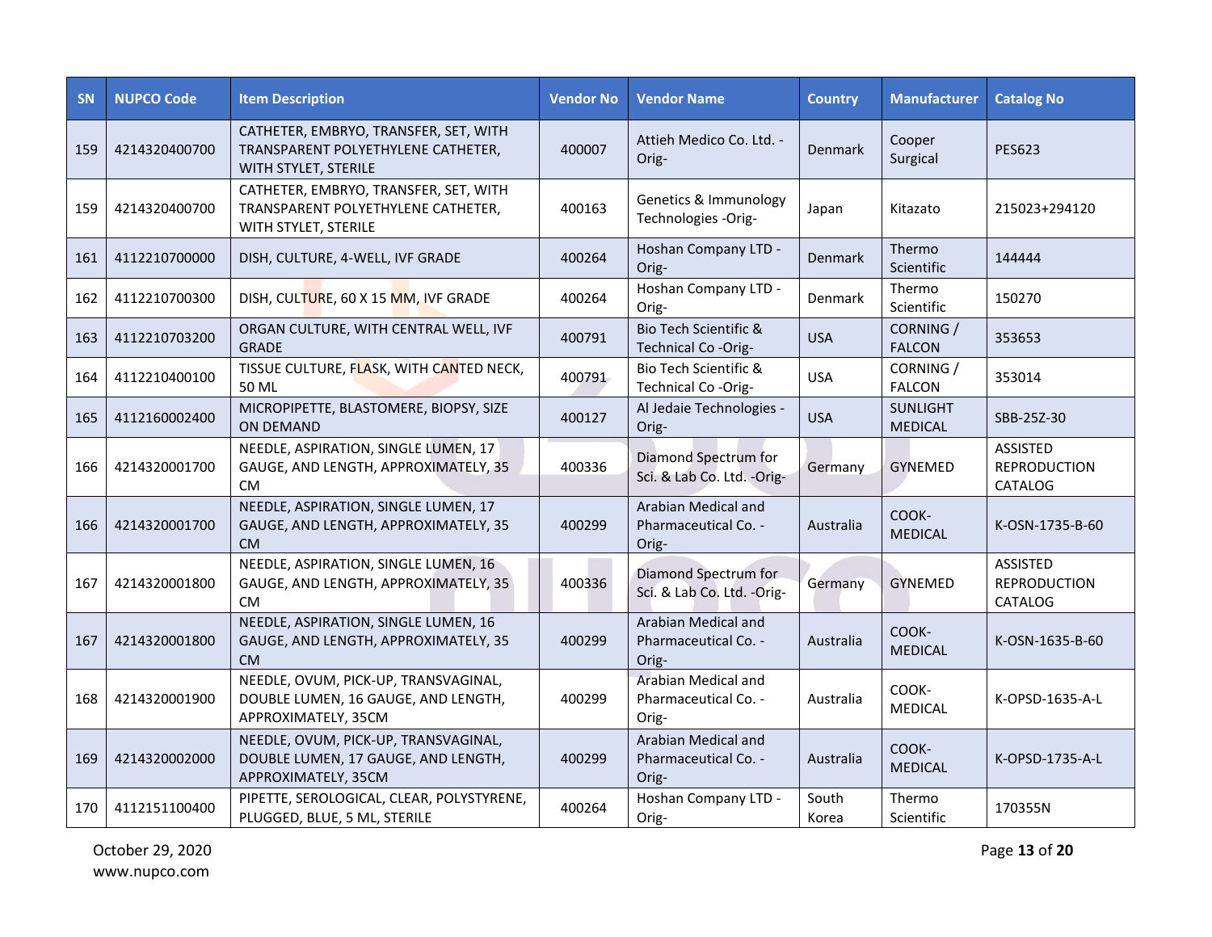| SN | NUPCO Code | Item Description | Vendor No | Vendor Name | Country | Manufacturer | Catalog No |
|---|---|---|---|---|---|---|---|
| 159 | 4214320400700 | CATHETER, EMBRYO, TRANSFER, SET, WITH TRANSPARENT POLYETHYLENE CATHETER, WITH STYLET, STERILE | 400007 | Attieh Medico Co. Ltd. -Orig- | Denmark | Cooper Surgical | PES623 |
| 159 | 4214320400700 | CATHETER, EMBRYO, TRANSFER, SET, WITH TRANSPARENT POLYETHYLENE CATHETER, WITH STYLET, STERILE | 400163 | Genetics & Immunology Technologies -Orig- | Japan | Kitazato | 215023+294120 |
| 161 | 4112210700000 | DISH, CULTURE, 4-WELL, IVF GRADE | 400264 | Hoshan Company LTD -Orig- | Denmark | Thermo Scientific | 144444 |
| 162 | 4112210700300 | DISH, CULTURE, 60 X 15 MM, IVF GRADE | 400264 | Hoshan Company LTD -Orig- | Denmark | Thermo Scientific | 150270 |
| 163 | 4112210703200 | ORGAN CULTURE, WITH CENTRAL WELL, IVF GRADE | 400791 | Bio Tech Scientific & Technical Co -Orig- | USA | CORNING / FALCON | 353653 |
| 164 | 4112210400100 | TISSUE CULTURE, FLASK, WITH CANTED NECK, 50 ML | 400791 | Bio Tech Scientific & Technical Co -Orig- | USA | CORNING / FALCON | 353014 |
| 165 | 4112160002400 | MICROPIPETTE, BLASTOMERE, BIOPSY, SIZE ON DEMAND | 400127 | Al Jedaie Technologies -Orig- | USA | SUNLIGHT MEDICAL | SBB-25Z-30 |
| 166 | 4214320001700 | NEEDLE, ASPIRATION, SINGLE LUMEN, 17 GAUGE, AND LENGTH, APPROXIMATELY, 35 CM | 400336 | Diamond Spectrum for Sci. & Lab Co. Ltd. -Orig- | Germany | GYNEMED | ASSISTED REPRODUCTION CATALOG |
| 166 | 4214320001700 | NEEDLE, ASPIRATION, SINGLE LUMEN, 17 GAUGE, AND LENGTH, APPROXIMATELY, 35 CM | 400299 | Arabian Medical and Pharmaceutical Co. -Orig- | Australia | COOK-MEDICAL | K-OSN-1735-B-60 |
| 167 | 4214320001800 | NEEDLE, ASPIRATION, SINGLE LUMEN, 16 GAUGE, AND LENGTH, APPROXIMATELY, 35 CM | 400336 | Diamond Spectrum for Sci. & Lab Co. Ltd. -Orig- | Germany | GYNEMED | ASSISTED REPRODUCTION CATALOG |
| 167 | 4214320001800 | NEEDLE, ASPIRATION, SINGLE LUMEN, 16 GAUGE, AND LENGTH, APPROXIMATELY, 35 CM | 400299 | Arabian Medical and Pharmaceutical Co. -Orig- | Australia | COOK-MEDICAL | K-OSN-1635-B-60 |
| 168 | 4214320001900 | NEEDLE, OVUM, PICK-UP, TRANSVAGINAL, DOUBLE LUMEN, 16 GAUGE, AND LENGTH, APPROXIMATELY, 35CM | 400299 | Arabian Medical and Pharmaceutical Co. -Orig- | Australia | COOK-MEDICAL | K-OPSD-1635-A-L |
| 169 | 4214320002000 | NEEDLE, OVUM, PICK-UP, TRANSVAGINAL, DOUBLE LUMEN, 17 GAUGE, AND LENGTH, APPROXIMATELY, 35CM | 400299 | Arabian Medical and Pharmaceutical Co. -Orig- | Australia | COOK-MEDICAL | K-OPSD-1735-A-L |
| 170 | 4112151100400 | PIPETTE, SEROLOGICAL, CLEAR, POLYSTYRENE, PLUGGED, BLUE, 5 ML, STERILE | 400264 | Hoshan Company LTD -Orig- | South Korea | Thermo Scientific | 170355N |

October 29, 2020
www.nupco.com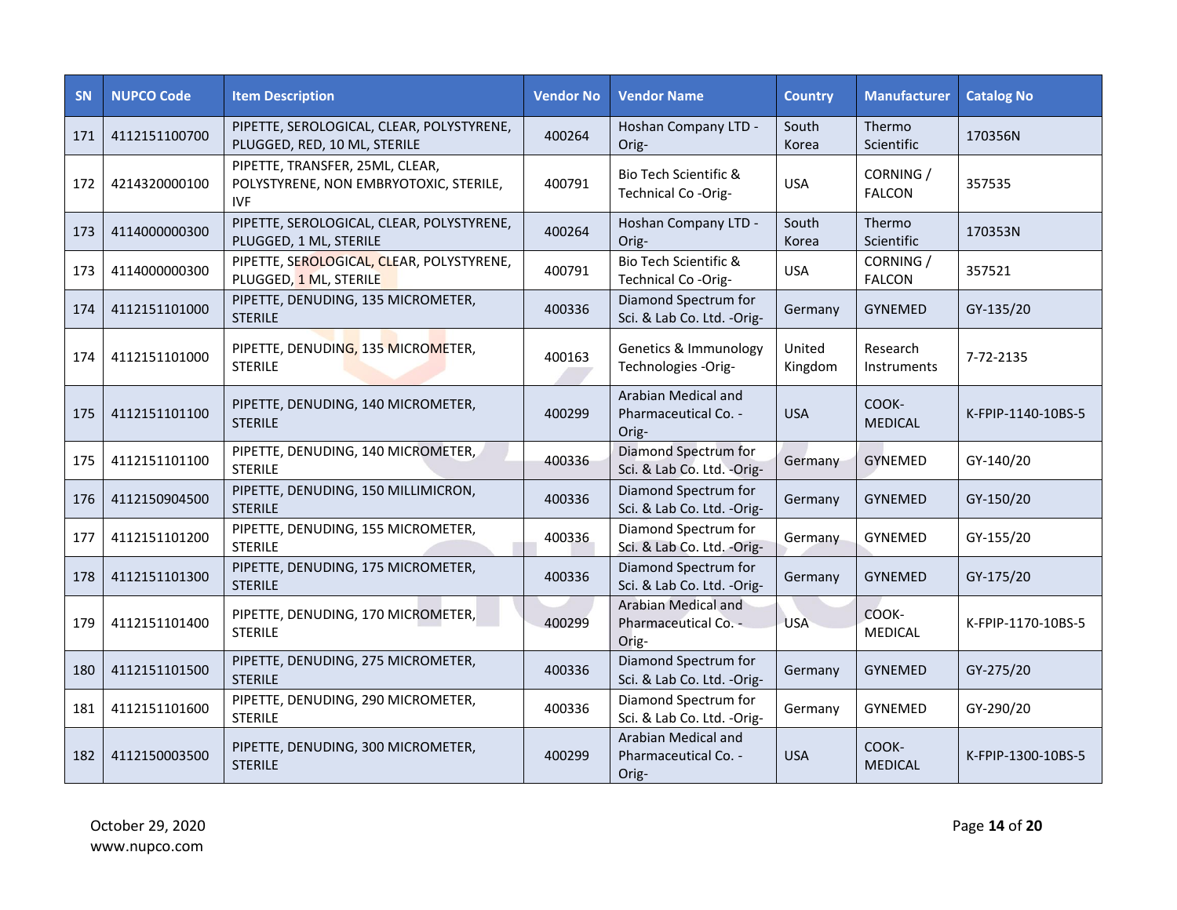| SN | NUPCO Code | Item Description | Vendor No | Vendor Name | Country | Manufacturer | Catalog No |
|---|---|---|---|---|---|---|---|
| 171 | 4112151100700 | PIPETTE, SEROLOGICAL, CLEAR, POLYSTYRENE, PLUGGED, RED, 10 ML, STERILE | 400264 | Hoshan Company LTD - Orig- | South Korea | Thermo Scientific | 170356N |
| 172 | 4214320000100 | PIPETTE, TRANSFER, 25ML, CLEAR, POLYSTYRENE, NON EMBRYOTOXIC, STERILE, IVF | 400791 | Bio Tech Scientific & Technical Co -Orig- | USA | CORNING / FALCON | 357535 |
| 173 | 4114000000300 | PIPETTE, SEROLOGICAL, CLEAR, POLYSTYRENE, PLUGGED, 1 ML, STERILE | 400264 | Hoshan Company LTD - Orig- | South Korea | Thermo Scientific | 170353N |
| 173 | 4114000000300 | PIPETTE, SEROLOGICAL, CLEAR, POLYSTYRENE, PLUGGED, 1 ML, STERILE | 400791 | Bio Tech Scientific & Technical Co -Orig- | USA | CORNING / FALCON | 357521 |
| 174 | 4112151101000 | PIPETTE, DENUDING, 135 MICROMETER, STERILE | 400336 | Diamond Spectrum for Sci. & Lab Co. Ltd. -Orig- | Germany | GYNEMED | GY-135/20 |
| 174 | 4112151101000 | PIPETTE, DENUDING, 135 MICROMETER, STERILE | 400163 | Genetics & Immunology Technologies -Orig- | United Kingdom | Research Instruments | 7-72-2135 |
| 175 | 4112151101100 | PIPETTE, DENUDING, 140 MICROMETER, STERILE | 400299 | Arabian Medical and Pharmaceutical Co. - Orig- | USA | COOK-MEDICAL | K-FPIP-1140-10BS-5 |
| 175 | 4112151101100 | PIPETTE, DENUDING, 140 MICROMETER, STERILE | 400336 | Diamond Spectrum for Sci. & Lab Co. Ltd. -Orig- | Germany | GYNEMED | GY-140/20 |
| 176 | 4112150904500 | PIPETTE, DENUDING, 150 MILLIMICRON, STERILE | 400336 | Diamond Spectrum for Sci. & Lab Co. Ltd. -Orig- | Germany | GYNEMED | GY-150/20 |
| 177 | 4112151101200 | PIPETTE, DENUDING, 155 MICROMETER, STERILE | 400336 | Diamond Spectrum for Sci. & Lab Co. Ltd. -Orig- | Germany | GYNEMED | GY-155/20 |
| 178 | 4112151101300 | PIPETTE, DENUDING, 175 MICROMETER, STERILE | 400336 | Diamond Spectrum for Sci. & Lab Co. Ltd. -Orig- | Germany | GYNEMED | GY-175/20 |
| 179 | 4112151101400 | PIPETTE, DENUDING, 170 MICROMETER, STERILE | 400299 | Arabian Medical and Pharmaceutical Co. - Orig- | USA | COOK-MEDICAL | K-FPIP-1170-10BS-5 |
| 180 | 4112151101500 | PIPETTE, DENUDING, 275 MICROMETER, STERILE | 400336 | Diamond Spectrum for Sci. & Lab Co. Ltd. -Orig- | Germany | GYNEMED | GY-275/20 |
| 181 | 4112151101600 | PIPETTE, DENUDING, 290 MICROMETER, STERILE | 400336 | Diamond Spectrum for Sci. & Lab Co. Ltd. -Orig- | Germany | GYNEMED | GY-290/20 |
| 182 | 4112150003500 | PIPETTE, DENUDING, 300 MICROMETER, STERILE | 400299 | Arabian Medical and Pharmaceutical Co. - Orig- | USA | COOK-MEDICAL | K-FPIP-1300-10BS-5 |

October 29, 2020
www.nupco.com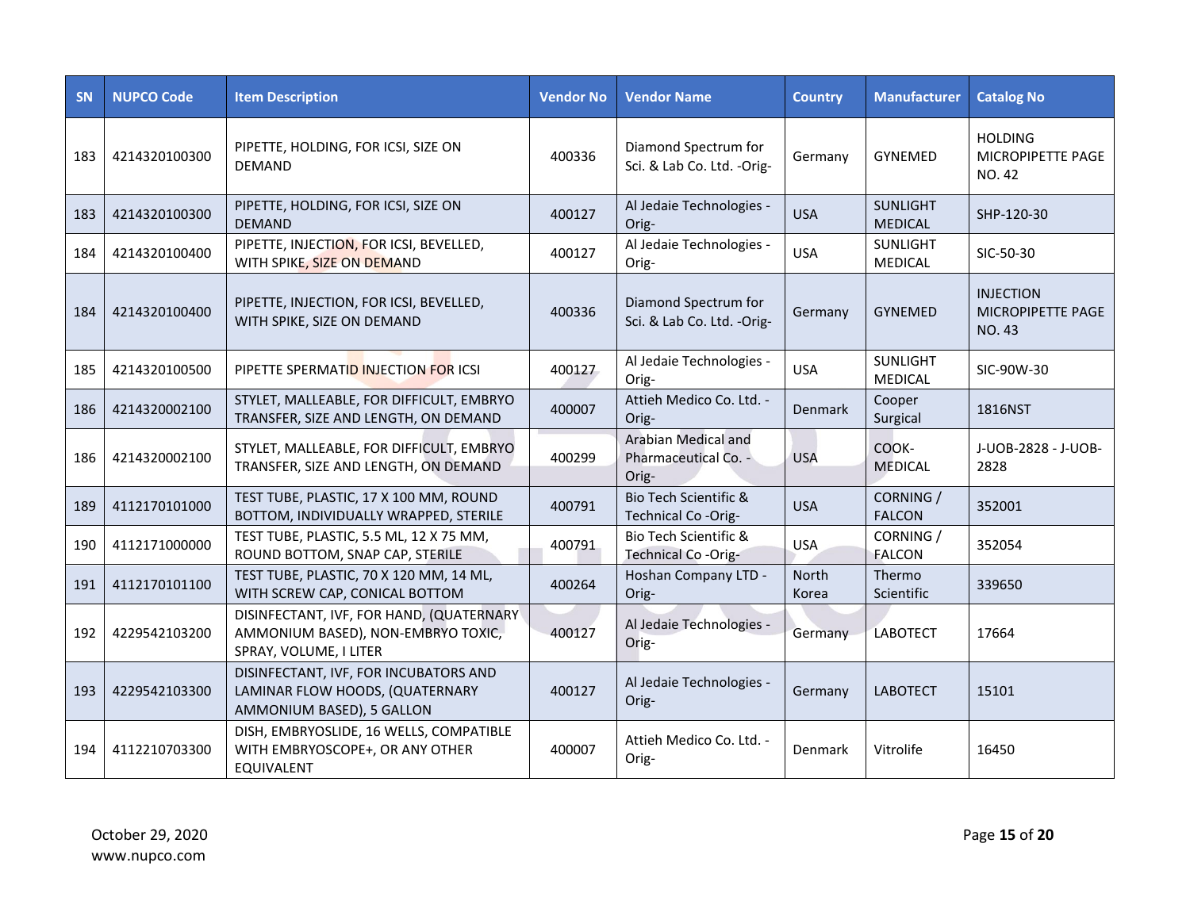| SN | NUPCO Code | Item Description | Vendor No | Vendor Name | Country | Manufacturer | Catalog No |
|---|---|---|---|---|---|---|---|
| 183 | 4214320100300 | PIPETTE, HOLDING, FOR ICSI, SIZE ON DEMAND | 400336 | Diamond Spectrum for Sci. & Lab Co. Ltd. -Orig- | Germany | GYNEMED | HOLDING MICROPIPETTE PAGE NO. 42 |
| 183 | 4214320100300 | PIPETTE, HOLDING, FOR ICSI, SIZE ON DEMAND | 400127 | Al Jedaie Technologies -Orig- | USA | SUNLIGHT MEDICAL | SHP-120-30 |
| 184 | 4214320100400 | PIPETTE, INJECTION, FOR ICSI, BEVELLED, WITH SPIKE, SIZE ON DEMAND | 400127 | Al Jedaie Technologies -Orig- | USA | SUNLIGHT MEDICAL | SIC-50-30 |
| 184 | 4214320100400 | PIPETTE, INJECTION, FOR ICSI, BEVELLED, WITH SPIKE, SIZE ON DEMAND | 400336 | Diamond Spectrum for Sci. & Lab Co. Ltd. -Orig- | Germany | GYNEMED | INJECTION MICROPIPETTE PAGE NO. 43 |
| 185 | 4214320100500 | PIPETTE SPERMATID INJECTION FOR ICSI | 400127 | Al Jedaie Technologies -Orig- | USA | SUNLIGHT MEDICAL | SIC-90W-30 |
| 186 | 4214320002100 | STYLET, MALLEABLE, FOR DIFFICULT, EMBRYO TRANSFER, SIZE AND LENGTH, ON DEMAND | 400007 | Attieh Medico Co. Ltd. -Orig- | Denmark | Cooper Surgical | 1816NST |
| 186 | 4214320002100 | STYLET, MALLEABLE, FOR DIFFICULT, EMBRYO TRANSFER, SIZE AND LENGTH, ON DEMAND | 400299 | Arabian Medical and Pharmaceutical Co. -Orig- | USA | COOK-MEDICAL | J-UOB-2828 - J-UOB-2828 |
| 189 | 4112170101000 | TEST TUBE, PLASTIC, 17 X 100 MM, ROUND BOTTOM, INDIVIDUALLY WRAPPED, STERILE | 400791 | Bio Tech Scientific & Technical Co -Orig- | USA | CORNING / FALCON | 352001 |
| 190 | 4112171000000 | TEST TUBE, PLASTIC, 5.5 ML, 12 X 75 MM, ROUND BOTTOM, SNAP CAP, STERILE | 400791 | Bio Tech Scientific & Technical Co -Orig- | USA | CORNING / FALCON | 352054 |
| 191 | 4112170101100 | TEST TUBE, PLASTIC, 70 X 120 MM, 14 ML, WITH SCREW CAP, CONICAL BOTTOM | 400264 | Hoshan Company LTD -Orig- | North Korea | Thermo Scientific | 339650 |
| 192 | 4229542103200 | DISINFECTANT, IVF, FOR HAND, (QUATERNARY AMMONIUM BASED), NON-EMBRYO TOXIC, SPRAY, VOLUME, I LITER | 400127 | Al Jedaie Technologies -Orig- | Germany | LABOTECT | 17664 |
| 193 | 4229542103300 | DISINFECTANT, IVF, FOR INCUBATORS AND LAMINAR FLOW HOODS, (QUATERNARY AMMONIUM BASED), 5 GALLON | 400127 | Al Jedaie Technologies -Orig- | Germany | LABOTECT | 15101 |
| 194 | 4112210703300 | DISH, EMBRYOSLIDE, 16 WELLS, COMPATIBLE WITH EMBRYOSCOPE+, OR ANY OTHER EQUIVALENT | 400007 | Attieh Medico Co. Ltd. -Orig- | Denmark | Vitrolife | 16450 |

October 29, 2020
www.nupco.com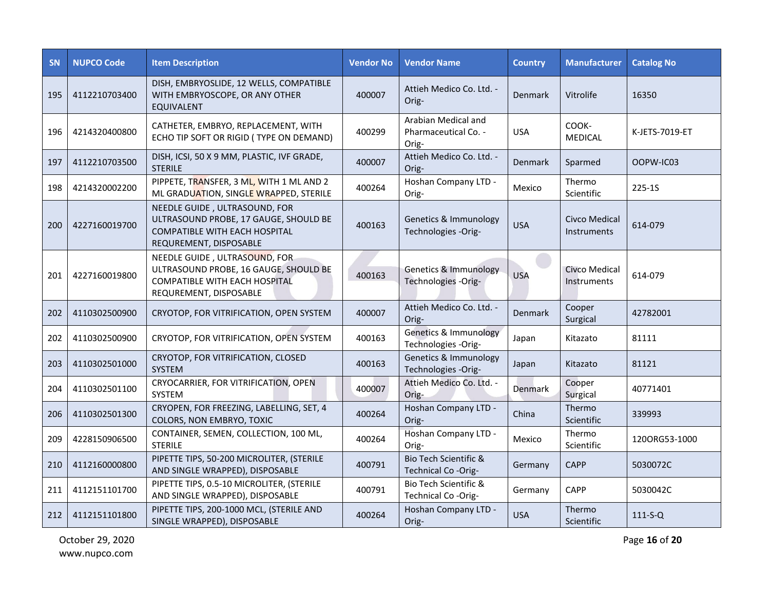| SN | NUPCO Code | Item Description | Vendor No | Vendor Name | Country | Manufacturer | Catalog No |
|---|---|---|---|---|---|---|---|
| 195 | 4112210703400 | DISH, EMBRYOSLIDE, 12 WELLS, COMPATIBLE WITH EMBRYOSCOPE, OR ANY OTHER EQUIVALENT | 400007 | Attieh Medico Co. Ltd. -Orig- | Denmark | Vitrolife | 16350 |
| 196 | 4214320400800 | CATHETER, EMBRYO, REPLACEMENT, WITH ECHO TIP SOFT OR RIGID ( TYPE ON DEMAND) | 400299 | Arabian Medical and Pharmaceutical Co. -Orig- | USA | COOK-MEDICAL | K-JETS-7019-ET |
| 197 | 4112210703500 | DISH, ICSI, 50 X 9 MM, PLASTIC, IVF GRADE, STERILE | 400007 | Attieh Medico Co. Ltd. -Orig- | Denmark | Sparmed | OOPW-IC03 |
| 198 | 4214320002200 | PIPPETE, TRANSFER, 3 ML, WITH 1 ML AND 2 ML GRADUATION, SINGLE WRAPPED, STERILE | 400264 | Hoshan Company LTD -Orig- | Mexico | Thermo Scientific | 225-1S |
| 200 | 4227160019700 | NEEDLE GUIDE , ULTRASOUND, FOR ULTRASOUND PROBE, 17 GAUGE, SHOULD BE COMPATIBLE WITH EACH HOSPITAL REQUREMENT, DISPOSABLE | 400163 | Genetics & Immunology Technologies -Orig- | USA | Civco Medical Instruments | 614-079 |
| 201 | 4227160019800 | NEEDLE GUIDE , ULTRASOUND, FOR ULTRASOUND PROBE, 16 GAUGE, SHOULD BE COMPATIBLE WITH EACH HOSPITAL REQUREMENT, DISPOSABLE | 400163 | Genetics & Immunology Technologies -Orig- | USA | Civco Medical Instruments | 614-079 |
| 202 | 4110302500900 | CRYOTOP, FOR VITRIFICATION, OPEN SYSTEM | 400007 | Attieh Medico Co. Ltd. -Orig- | Denmark | Cooper Surgical | 42782001 |
| 202 | 4110302500900 | CRYOTOP, FOR VITRIFICATION, OPEN SYSTEM | 400163 | Genetics & Immunology Technologies -Orig- | Japan | Kitazato | 81111 |
| 203 | 4110302501000 | CRYOTOP, FOR VITRIFICATION, CLOSED SYSTEM | 400163 | Genetics & Immunology Technologies -Orig- | Japan | Kitazato | 81121 |
| 204 | 4110302501100 | CRYOCARRIER, FOR VITRIFICATION, OPEN SYSTEM | 400007 | Attieh Medico Co. Ltd. -Orig- | Denmark | Cooper Surgical | 40771401 |
| 206 | 4110302501300 | CRYOPEN, FOR FREEZING, LABELLING, SET, 4 COLORS, NON EMBRYO, TOXIC | 400264 | Hoshan Company LTD -Orig- | China | Thermo Scientific | 339993 |
| 209 | 4228150906500 | CONTAINER, SEMEN, COLLECTION, 100 ML, STERILE | 400264 | Hoshan Company LTD -Orig- | Mexico | Thermo Scientific | 120ORG53-1000 |
| 210 | 4112160000800 | PIPETTE TIPS, 50-200 MICROLITER, (STERILE AND SINGLE WRAPPED), DISPOSABLE | 400791 | Bio Tech Scientific & Technical Co -Orig- | Germany | CAPP | 5030072C |
| 211 | 4112151101700 | PIPETTE TIPS, 0.5-10 MICROLITER, (STERILE AND SINGLE WRAPPED), DISPOSABLE | 400791 | Bio Tech Scientific & Technical Co -Orig- | Germany | CAPP | 5030042C |
| 212 | 4112151101800 | PIPETTE TIPS, 200-1000 MCL, (STERILE AND SINGLE WRAPPED), DISPOSABLE | 400264 | Hoshan Company LTD -Orig- | USA | Thermo Scientific | 111-S-Q |

October 29, 2020
www.nupco.com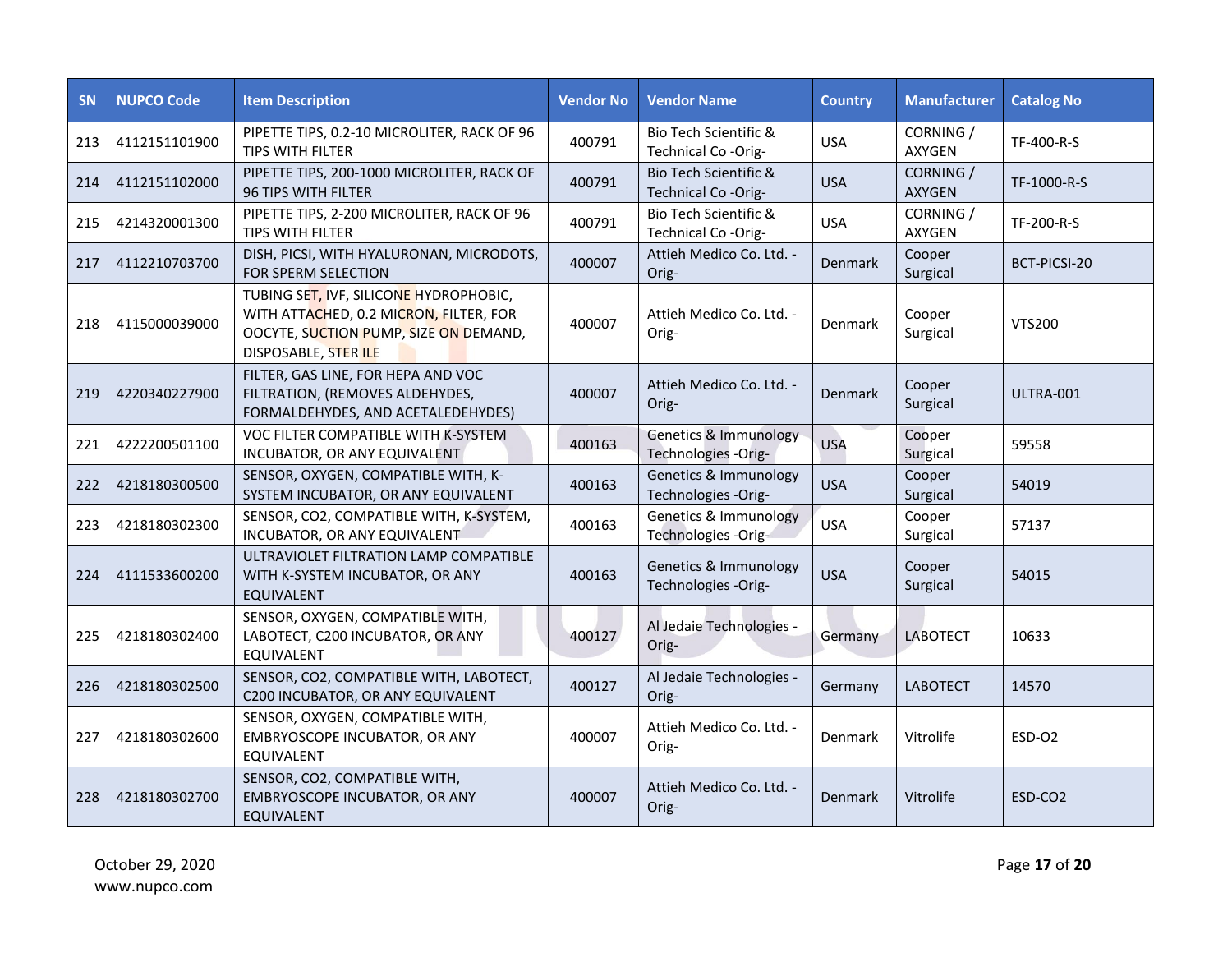| SN | NUPCO Code | Item Description | Vendor No | Vendor Name | Country | Manufacturer | Catalog No |
|---|---|---|---|---|---|---|---|
| 213 | 4112151101900 | PIPETTE TIPS, 0.2-10 MICROLITER, RACK OF 96 TIPS WITH FILTER | 400791 | Bio Tech Scientific & Technical Co -Orig- | USA | CORNING / AXYGEN | TF-400-R-S |
| 214 | 4112151102000 | PIPETTE TIPS, 200-1000 MICROLITER, RACK OF 96 TIPS WITH FILTER | 400791 | Bio Tech Scientific & Technical Co -Orig- | USA | CORNING / AXYGEN | TF-1000-R-S |
| 215 | 4214320001300 | PIPETTE TIPS, 2-200 MICROLITER, RACK OF 96 TIPS WITH FILTER | 400791 | Bio Tech Scientific & Technical Co -Orig- | USA | CORNING / AXYGEN | TF-200-R-S |
| 217 | 4112210703700 | DISH, PICSI, WITH HYALURONAN, MICRODOTS, FOR SPERM SELECTION | 400007 | Attieh Medico Co. Ltd. -Orig- | Denmark | Cooper Surgical | BCT-PICSI-20 |
| 218 | 4115000039000 | TUBING SET, IVF, SILICONE HYDROPHOBIC, WITH ATTACHED, 0.2 MICRON, FILTER, FOR OOCYTE, SUCTION PUMP, SIZE ON DEMAND, DISPOSABLE, STER ILE | 400007 | Attieh Medico Co. Ltd. -Orig- | Denmark | Cooper Surgical | VTS200 |
| 219 | 4220340227900 | FILTER, GAS LINE, FOR HEPA AND VOC FILTRATION, (REMOVES ALDEHYDES, FORMALDEHYDES, AND ACETALEDEHYDES) | 400007 | Attieh Medico Co. Ltd. -Orig- | Denmark | Cooper Surgical | ULTRA-001 |
| 221 | 4222200501100 | VOC FILTER COMPATIBLE WITH K-SYSTEM INCUBATOR, OR ANY EQUIVALENT | 400163 | Genetics & Immunology Technologies -Orig- | USA | Cooper Surgical | 59558 |
| 222 | 4218180300500 | SENSOR, OXYGEN, COMPATIBLE WITH, K-SYSTEM INCUBATOR, OR ANY EQUIVALENT | 400163 | Genetics & Immunology Technologies -Orig- | USA | Cooper Surgical | 54019 |
| 223 | 4218180302300 | SENSOR, CO2, COMPATIBLE WITH, K-SYSTEM, INCUBATOR, OR ANY EQUIVALENT | 400163 | Genetics & Immunology Technologies -Orig- | USA | Cooper Surgical | 57137 |
| 224 | 4111533600200 | ULTRAVIOLET FILTRATION LAMP COMPATIBLE WITH K-SYSTEM INCUBATOR, OR ANY EQUIVALENT | 400163 | Genetics & Immunology Technologies -Orig- | USA | Cooper Surgical | 54015 |
| 225 | 4218180302400 | SENSOR, OXYGEN, COMPATIBLE WITH, LABOTECT, C200 INCUBATOR, OR ANY EQUIVALENT | 400127 | Al Jedaie Technologies -Orig- | Germany | LABOTECT | 10633 |
| 226 | 4218180302500 | SENSOR, CO2, COMPATIBLE WITH, LABOTECT, C200 INCUBATOR, OR ANY EQUIVALENT | 400127 | Al Jedaie Technologies -Orig- | Germany | LABOTECT | 14570 |
| 227 | 4218180302600 | SENSOR, OXYGEN, COMPATIBLE WITH, EMBRYOSCOPE INCUBATOR, OR ANY EQUIVALENT | 400007 | Attieh Medico Co. Ltd. -Orig- | Denmark | Vitrolife | ESD-O2 |
| 228 | 4218180302700 | SENSOR, CO2, COMPATIBLE WITH, EMBRYOSCOPE INCUBATOR, OR ANY EQUIVALENT | 400007 | Attieh Medico Co. Ltd. -Orig- | Denmark | Vitrolife | ESD-CO2 |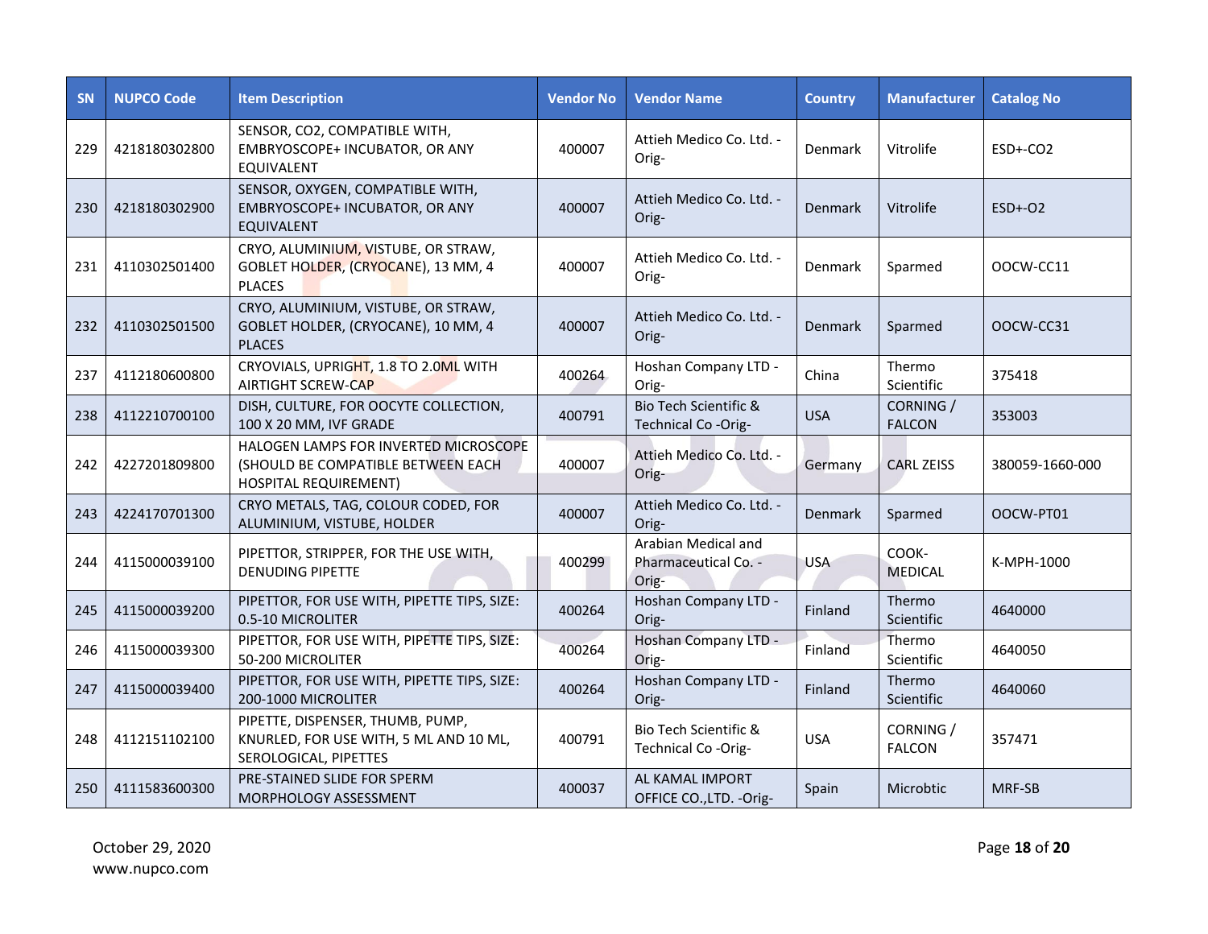| SN | NUPCO Code | Item Description | Vendor No | Vendor Name | Country | Manufacturer | Catalog No |
|---|---|---|---|---|---|---|---|
| 229 | 4218180302800 | SENSOR, CO2, COMPATIBLE WITH, EMBRYOSCOPE+ INCUBATOR, OR ANY EQUIVALENT | 400007 | Attieh Medico Co. Ltd. -Orig- | Denmark | Vitrolife | ESD+-CO2 |
| 230 | 4218180302900 | SENSOR, OXYGEN, COMPATIBLE WITH, EMBRYOSCOPE+ INCUBATOR, OR ANY EQUIVALENT | 400007 | Attieh Medico Co. Ltd. -Orig- | Denmark | Vitrolife | ESD+-O2 |
| 231 | 4110302501400 | CRYO, ALUMINIUM, VISTUBE, OR STRAW, GOBLET HOLDER, (CRYOCANE), 13 MM, 4 PLACES | 400007 | Attieh Medico Co. Ltd. -Orig- | Denmark | Sparmed | OOCW-CC11 |
| 232 | 4110302501500 | CRYO, ALUMINIUM, VISTUBE, OR STRAW, GOBLET HOLDER, (CRYOCANE), 10 MM, 4 PLACES | 400007 | Attieh Medico Co. Ltd. -Orig- | Denmark | Sparmed | OOCW-CC31 |
| 237 | 4112180600800 | CRYOVIALS, UPRIGHT, 1.8 TO 2.0ML WITH AIRTIGHT SCREW-CAP | 400264 | Hoshan Company LTD -Orig- | China | Thermo Scientific | 375418 |
| 238 | 4112210700100 | DISH, CULTURE, FOR OOCYTE COLLECTION, 100 X 20 MM, IVF GRADE | 400791 | Bio Tech Scientific & Technical Co -Orig- | USA | CORNING / FALCON | 353003 |
| 242 | 4227201809800 | HALOGEN LAMPS FOR INVERTED MICROSCOPE (SHOULD BE COMPATIBLE BETWEEN EACH HOSPITAL REQUIREMENT) | 400007 | Attieh Medico Co. Ltd. -Orig- | Germany | CARL ZEISS | 380059-1660-000 |
| 243 | 4224170701300 | CRYO METALS, TAG, COLOUR CODED, FOR ALUMINIUM, VISTUBE, HOLDER | 400007 | Attieh Medico Co. Ltd. -Orig- | Denmark | Sparmed | OOCW-PT01 |
| 244 | 4115000039100 | PIPETTOR, STRIPPER, FOR THE USE WITH, DENUDING PIPETTE | 400299 | Arabian Medical and Pharmaceutical Co. -Orig- | USA | COOK-MEDICAL | K-MPH-1000 |
| 245 | 4115000039200 | PIPETTOR, FOR USE WITH, PIPETTE TIPS, SIZE: 0.5-10 MICROLITER | 400264 | Hoshan Company LTD -Orig- | Finland | Thermo Scientific | 4640000 |
| 246 | 4115000039300 | PIPETTOR, FOR USE WITH, PIPETTE TIPS, SIZE: 50-200 MICROLITER | 400264 | Hoshan Company LTD -Orig- | Finland | Thermo Scientific | 4640050 |
| 247 | 4115000039400 | PIPETTOR, FOR USE WITH, PIPETTE TIPS, SIZE: 200-1000 MICROLITER | 400264 | Hoshan Company LTD -Orig- | Finland | Thermo Scientific | 4640060 |
| 248 | 4112151102100 | PIPETTE, DISPENSER, THUMB, PUMP, KNURLED, FOR USE WITH, 5 ML AND 10 ML, SEROLOGICAL, PIPETTES | 400791 | Bio Tech Scientific & Technical Co -Orig- | USA | CORNING / FALCON | 357471 |
| 250 | 4111583600300 | PRE-STAINED SLIDE FOR SPERM MORPHOLOGY ASSESSMENT | 400037 | AL KAMAL IMPORT OFFICE CO.,LTD. -Orig- | Spain | Microbtic | MRF-SB |

October 29, 2020
www.nupco.com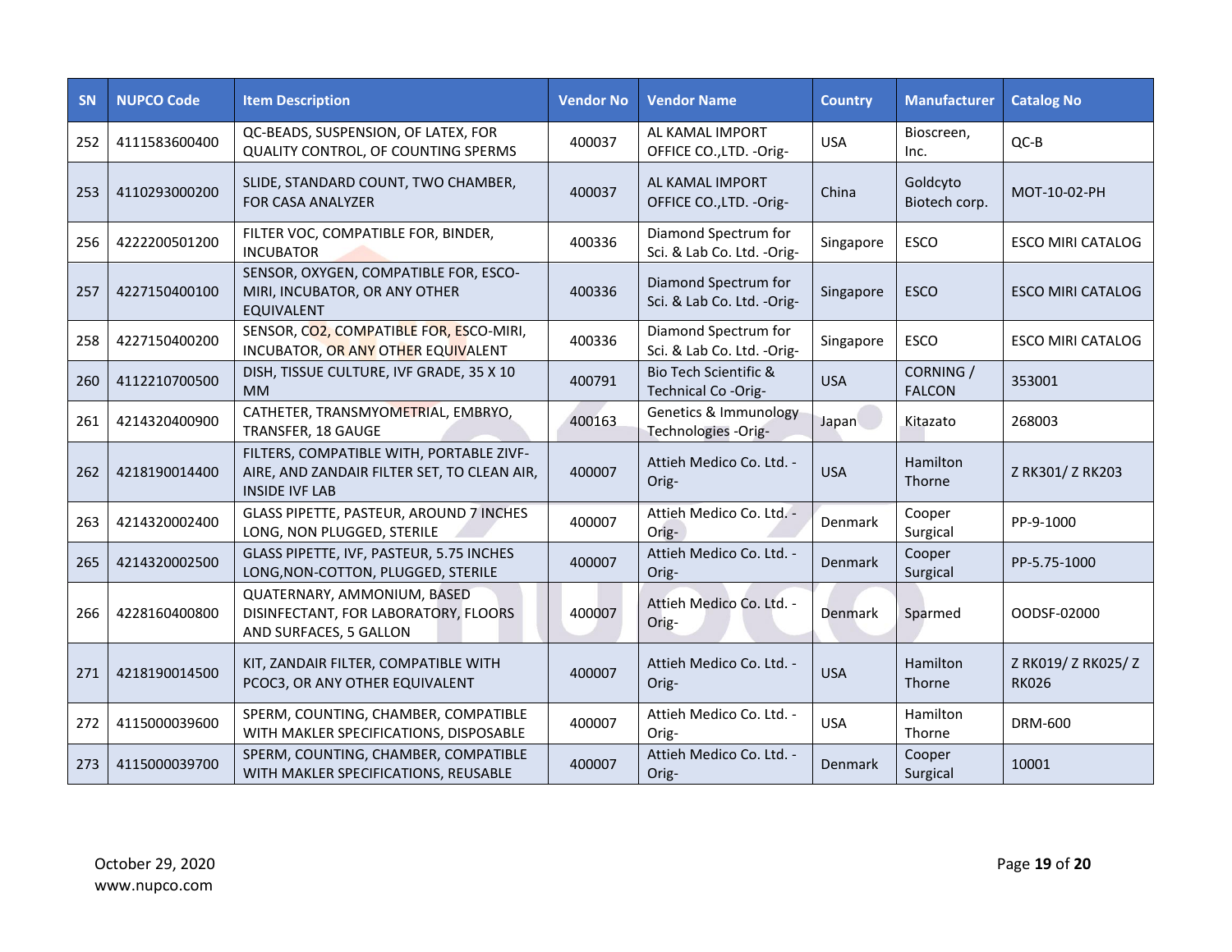| SN | NUPCO Code | Item Description | Vendor No | Vendor Name | Country | Manufacturer | Catalog No |
|---|---|---|---|---|---|---|---|
| 252 | 4111583600400 | QC-BEADS, SUSPENSION, OF LATEX, FOR QUALITY CONTROL, OF COUNTING SPERMS | 400037 | AL KAMAL IMPORT OFFICE CO.,LTD. -Orig- | USA | Bioscreen, Inc. | QC-B |
| 253 | 4110293000200 | SLIDE, STANDARD COUNT, TWO CHAMBER, FOR CASA ANALYZER | 400037 | AL KAMAL IMPORT OFFICE CO.,LTD. -Orig- | China | Goldcyto Biotech corp. | MOT-10-02-PH |
| 256 | 4222200501200 | FILTER VOC, COMPATIBLE FOR, BINDER, INCUBATOR | 400336 | Diamond Spectrum for Sci. & Lab Co. Ltd. -Orig- | Singapore | ESCO | ESCO MIRI CATALOG |
| 257 | 4227150400100 | SENSOR, OXYGEN, COMPATIBLE FOR, ESCO-MIRI, INCUBATOR, OR ANY OTHER EQUIVALENT | 400336 | Diamond Spectrum for Sci. & Lab Co. Ltd. -Orig- | Singapore | ESCO | ESCO MIRI CATALOG |
| 258 | 4227150400200 | SENSOR, CO2, COMPATIBLE FOR, ESCO-MIRI, INCUBATOR, OR ANY OTHER EQUIVALENT | 400336 | Diamond Spectrum for Sci. & Lab Co. Ltd. -Orig- | Singapore | ESCO | ESCO MIRI CATALOG |
| 260 | 4112210700500 | DISH, TISSUE CULTURE, IVF GRADE, 35 X 10 MM | 400791 | Bio Tech Scientific & Technical Co -Orig- | USA | CORNING / FALCON | 353001 |
| 261 | 4214320400900 | CATHETER, TRANSMYOMETRIAL, EMBRYO, TRANSFER, 18 GAUGE | 400163 | Genetics & Immunology Technologies -Orig- | Japan | Kitazato | 268003 |
| 262 | 4218190014400 | FILTERS, COMPATIBLE WITH, PORTABLE ZIVF-AIRE, AND ZANDAIR FILTER SET, TO CLEAN AIR, INSIDE IVF LAB | 400007 | Attieh Medico Co. Ltd. -Orig- | USA | Hamilton Thorne | Z RK301/ Z RK203 |
| 263 | 4214320002400 | GLASS PIPETTE, PASTEUR, AROUND 7 INCHES LONG, NON PLUGGED, STERILE | 400007 | Attieh Medico Co. Ltd. -Orig- | Denmark | Cooper Surgical | PP-9-1000 |
| 265 | 4214320002500 | GLASS PIPETTE, IVF, PASTEUR, 5.75 INCHES LONG,NON-COTTON, PLUGGED, STERILE | 400007 | Attieh Medico Co. Ltd. -Orig- | Denmark | Cooper Surgical | PP-5.75-1000 |
| 266 | 4228160400800 | QUATERNARY, AMMONIUM, BASED DISINFECTANT, FOR LABORATORY, FLOORS AND SURFACES, 5 GALLON | 400007 | Attieh Medico Co. Ltd. -Orig- | Denmark | Sparmed | OODSF-02000 |
| 271 | 4218190014500 | KIT, ZANDAIR FILTER, COMPATIBLE WITH PCOC3, OR ANY OTHER EQUIVALENT | 400007 | Attieh Medico Co. Ltd. -Orig- | USA | Hamilton Thorne | Z RK019/ Z RK025/ Z RK026 |
| 272 | 4115000039600 | SPERM, COUNTING, CHAMBER, COMPATIBLE WITH MAKLER SPECIFICATIONS, DISPOSABLE | 400007 | Attieh Medico Co. Ltd. -Orig- | USA | Hamilton Thorne | DRM-600 |
| 273 | 4115000039700 | SPERM, COUNTING, CHAMBER, COMPATIBLE WITH MAKLER SPECIFICATIONS, REUSABLE | 400007 | Attieh Medico Co. Ltd. -Orig- | Denmark | Cooper Surgical | 10001 |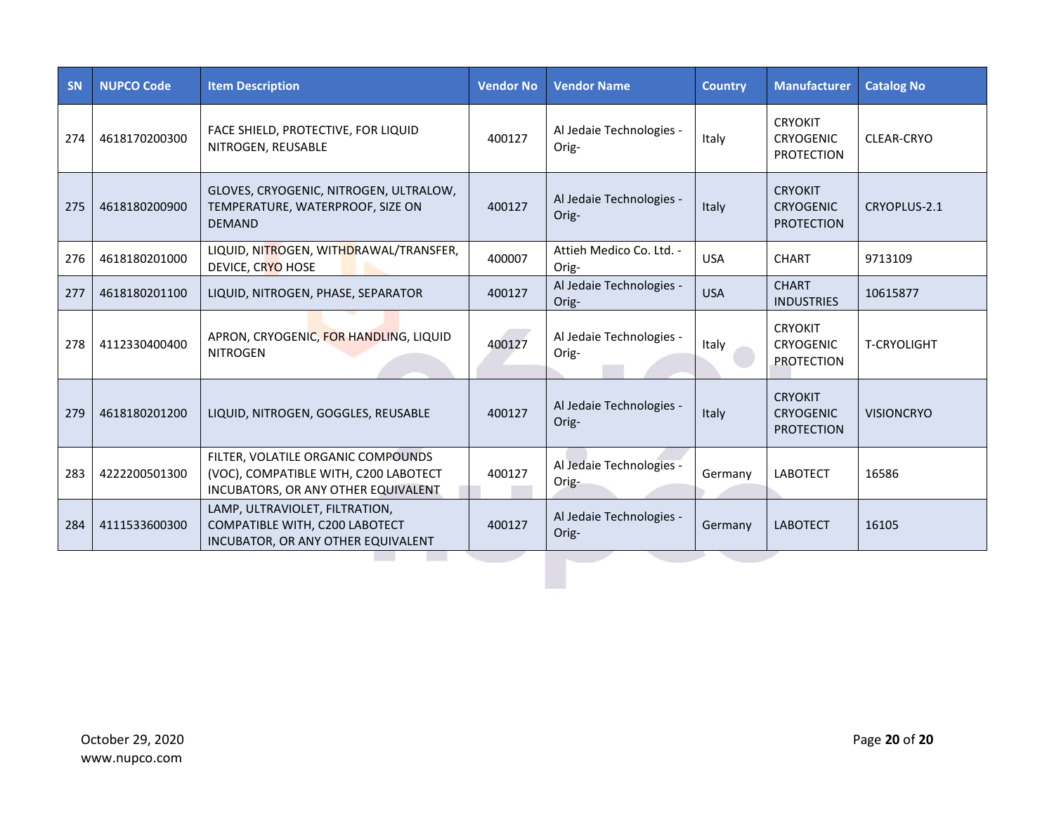| SN | NUPCO Code | Item Description | Vendor No | Vendor Name | Country | Manufacturer | Catalog No |
|---|---|---|---|---|---|---|---|
| 274 | 4618170200300 | FACE SHIELD, PROTECTIVE, FOR LIQUID NITROGEN, REUSABLE | 400127 | Al Jedaie Technologies - Orig- | Italy | CRYOKIT CRYOGENIC PROTECTION | CLEAR-CRYO |
| 275 | 4618180200900 | GLOVES, CRYOGENIC, NITROGEN, ULTRALOW, TEMPERATURE, WATERPROOF, SIZE ON DEMAND | 400127 | Al Jedaie Technologies - Orig- | Italy | CRYOKIT CRYOGENIC PROTECTION | CRYOPLUS-2.1 |
| 276 | 4618180201000 | LIQUID, NITROGEN, WITHDRAWAL/TRANSFER, DEVICE, CRYO HOSE | 400007 | Attieh Medico Co. Ltd. - Orig- | USA | CHART | 9713109 |
| 277 | 4618180201100 | LIQUID, NITROGEN, PHASE, SEPARATOR | 400127 | Al Jedaie Technologies - Orig- | USA | CHART INDUSTRIES | 10615877 |
| 278 | 4112330400400 | APRON, CRYOGENIC, FOR HANDLING, LIQUID NITROGEN | 400127 | Al Jedaie Technologies - Orig- | Italy | CRYOKIT CRYOGENIC PROTECTION | T-CRYOLIGHT |
| 279 | 4618180201200 | LIQUID, NITROGEN, GOGGLES, REUSABLE | 400127 | Al Jedaie Technologies - Orig- | Italy | CRYOKIT CRYOGENIC PROTECTION | VISIONCRYO |
| 283 | 4222200501300 | FILTER, VOLATILE ORGANIC COMPOUNDS (VOC), COMPATIBLE WITH, C200 LABOTECT INCUBATORS, OR ANY OTHER EQUIVALENT | 400127 | Al Jedaie Technologies - Orig- | Germany | LABOTECT | 16586 |
| 284 | 4111533600300 | LAMP, ULTRAVIOLET, FILTRATION, COMPATIBLE WITH, C200 LABOTECT INCUBATOR, OR ANY OTHER EQUIVALENT | 400127 | Al Jedaie Technologies - Orig- | Germany | LABOTECT | 16105 |